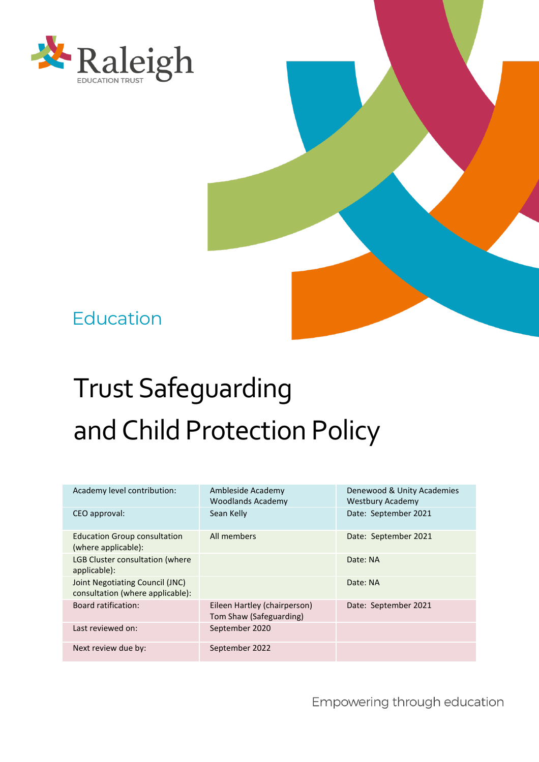Raleigh
EDUCATION TRUST

Education

# Trust Safeguarding and Child Protection Policy

| | | |
|---|---|---|
| Academy level contribution: | Ambleside Academy<br>Woodlands Academy | Denewood & Unity Academies<br>Westbury Academy |
| CEO approval: | Sean Kelly | Date: September 2021 |
| Education Group consultation (where applicable): | All members | Date: September 2021 |
| LGB Cluster consultation (where applicable): | | Date: NA |
| Joint Negotiating Council (JNC) consultation (where applicable): | | Date: NA |
| Board ratification: | Eileen Hartley (chairperson)<br>Tom Shaw (Safeguarding) | Date: September 2021 |
| Last reviewed on: | September 2020 | |
| Next review due by: | September 2022 | |

Empowering through education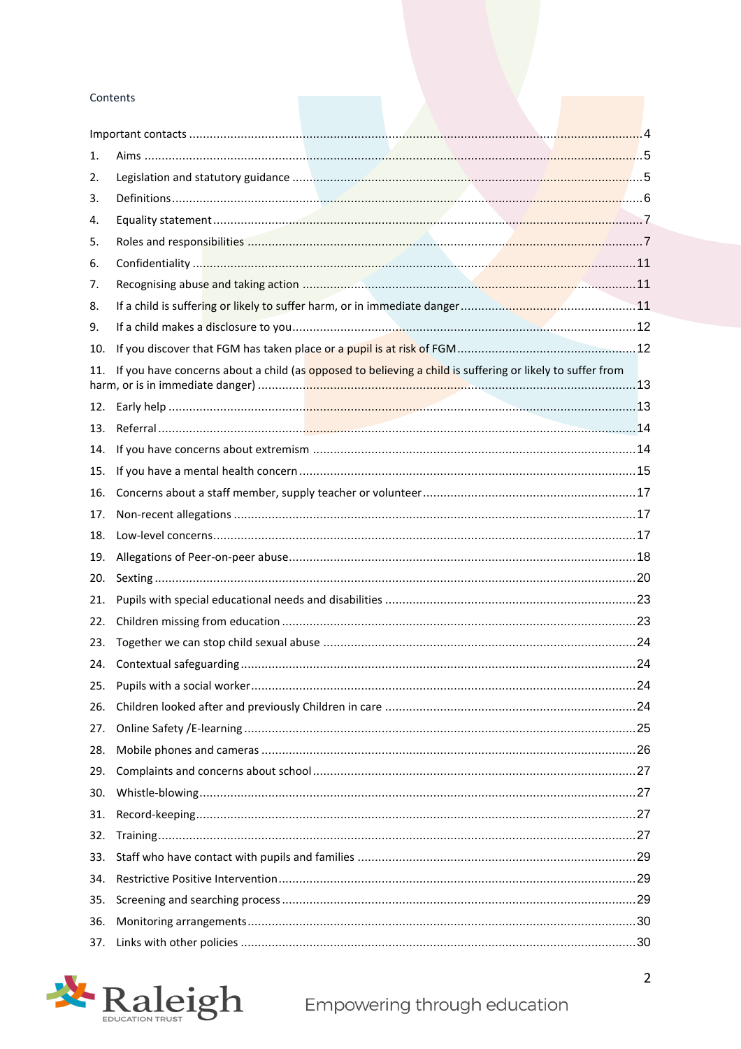Contents

Important contacts ....................................................................................................................4

1. Aims ....................................................................................................................................5
2. Legislation and statutory guidance ....................................................................................5
3. Definitions ...........................................................................................................................6
4. Equality statement ..............................................................................................................7
5. Roles and responsibilities ...................................................................................................7
6. Confidentiality ...................................................................................................................11
7. Recognising abuse and taking action ..............................................................................11
8. If a child is suffering or likely to suffer harm, or in immediate danger ..............................11
9. If a child makes a disclosure to you .................................................................................12
10. If you discover that FGM has taken place or a pupil is at risk of FGM ............................12
11. If you have concerns about a child (as opposed to believing a child is suffering or likely to suffer from harm, or is in immediate danger) ....................................................................................13
12. Early help .........................................................................................................................13
13. Referral ............................................................................................................................14
14. If you have concerns about extremism ............................................................................14
15. If you have a mental health concern ................................................................................15
16. Concerns about a staff member, supply teacher or volunteer ..........................................17
17. Non-recent allegations .....................................................................................................17
18. Low-level concerns ...........................................................................................................17
19. Allegations of Peer-on-peer abuse ...................................................................................18
20. Sexting .............................................................................................................................20
21. Pupils with special educational needs and disabilities .....................................................23
22. Children missing from education ......................................................................................23
23. Together we can stop child sexual abuse .........................................................................24
24. Contextual safeguarding ...................................................................................................24
25. Pupils with a social worker ...............................................................................................24
26. Children looked after and previously Children in care .....................................................24
27. Online Safety /E-learning ..................................................................................................25
28. Mobile phones and cameras .............................................................................................26
29. Complaints and concerns about school ............................................................................27
30. Whistle-blowing ................................................................................................................27
31. Record-keeping .................................................................................................................27
32. Training ............................................................................................................................27
33. Staff who have contact with pupils and families ...............................................................29
34. Restrictive Positive Intervention .......................................................................................29
35. Screening and searching process ....................................................................................29
36. Monitoring arrangements ..................................................................................................30
37. Links with other policies ...................................................................................................30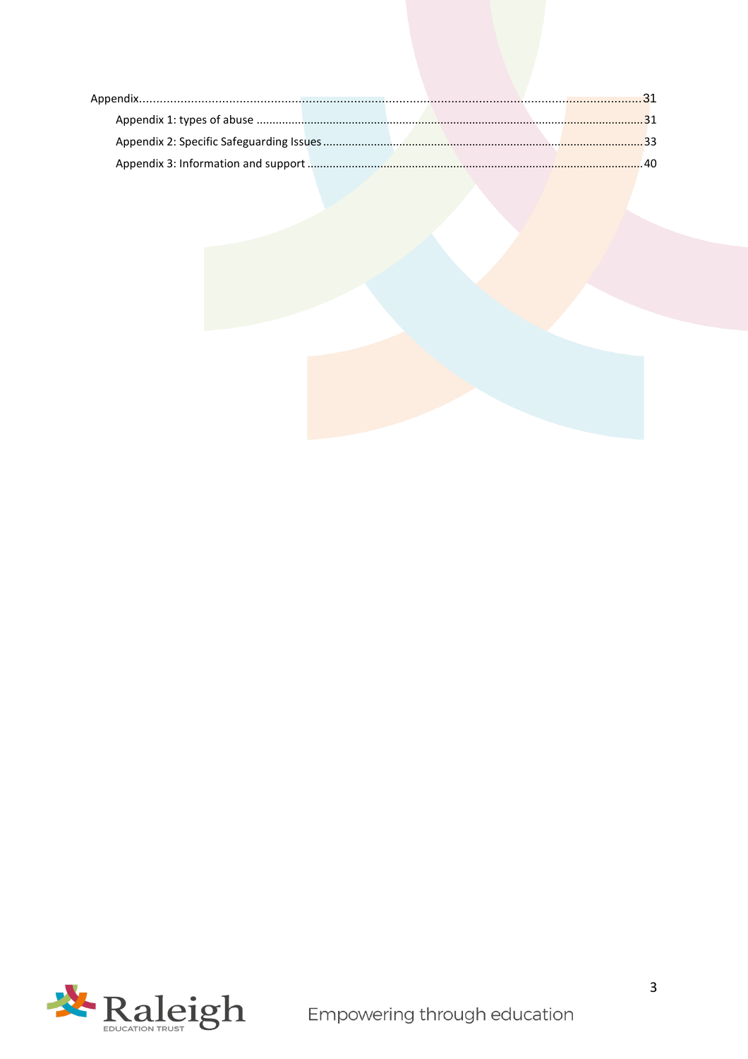Appendix ........................................................................................................................................31

- Appendix 1: types of abuse ..........................................................................................................31
- Appendix 2: Specific Safeguarding Issues .....................................................................................33
- Appendix 3: Information and support ...........................................................................................40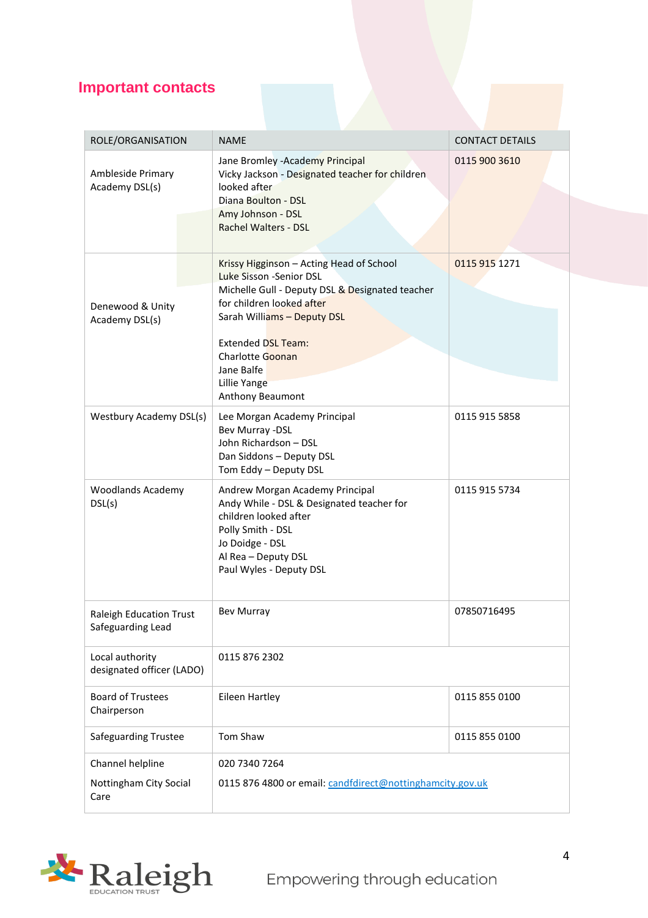## Important contacts

| ROLE/ORGANISATION | NAME | CONTACT DETAILS |
|---|---|---|
| Ambleside Primary Academy DSL(s) | Jane Bromley -Academy Principal<br>Vicky Jackson - Designated teacher for children looked after<br>Diana Boulton - DSL<br>Amy Johnson - DSL<br>Rachel Walters - DSL | 0115 900 3610 |
| Denewood & Unity Academy DSL(s) | Krissy Higginson – Acting Head of School<br>Luke Sisson -Senior DSL<br>Michelle Gull - Deputy DSL & Designated teacher for children looked after<br>Sarah Williams – Deputy DSL<br><br>Extended DSL Team:<br>Charlotte Goonan<br>Jane Balfe<br>Lillie Yange<br>Anthony Beaumont | 0115 915 1271 |
| Westbury Academy DSL(s) | Lee Morgan Academy Principal<br>Bev Murray -DSL<br>John Richardson – DSL<br>Dan Siddons – Deputy DSL<br>Tom Eddy – Deputy DSL | 0115 915 5858 |
| Woodlands Academy DSL(s) | Andrew Morgan Academy Principal<br>Andy While - DSL & Designated teacher for children looked after<br>Polly Smith - DSL<br>Jo Doidge - DSL<br>Al Rea – Deputy DSL<br>Paul Wyles - Deputy DSL | 0115 915 5734 |
| Raleigh Education Trust Safeguarding Lead | Bev Murray | 07850716495 |
| Local authority designated officer (LADO) | 0115 876 2302 | |
| Board of Trustees Chairperson | Eileen Hartley | 0115 855 0100 |
| Safeguarding Trustee | Tom Shaw | 0115 855 0100 |
| Channel helpline<br><br>Nottingham City Social Care | 020 7340 7264<br><br>0115 876 4800 or email: candfdirect@nottinghamcity.gov.uk | |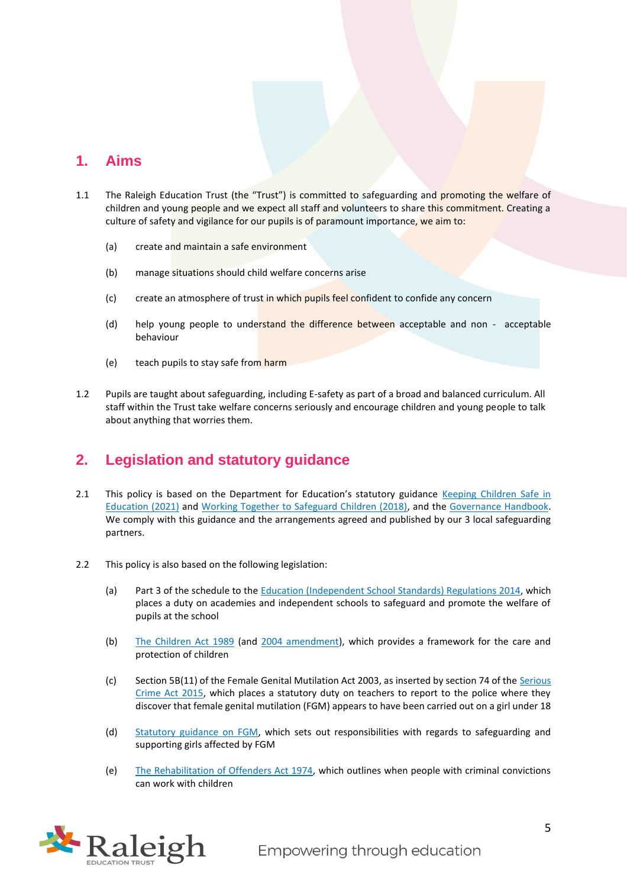## 1. Aims

1.1 The Raleigh Education Trust (the "Trust") is committed to safeguarding and promoting the welfare of children and young people and we expect all staff and volunteers to share this commitment. Creating a culture of safety and vigilance for our pupils is of paramount importance, we aim to:

(a) create and maintain a safe environment

(b) manage situations should child welfare concerns arise

(c) create an atmosphere of trust in which pupils feel confident to confide any concern

(d) help young people to understand the difference between acceptable and non - acceptable behaviour

(e) teach pupils to stay safe from harm

1.2 Pupils are taught about safeguarding, including E-safety as part of a broad and balanced curriculum. All staff within the Trust take welfare concerns seriously and encourage children and young people to talk about anything that worries them.

## 2. Legislation and statutory guidance

2.1 This policy is based on the Department for Education's statutory guidance Keeping Children Safe in Education (2021) and Working Together to Safeguard Children (2018), and the Governance Handbook. We comply with this guidance and the arrangements agreed and published by our 3 local safeguarding partners.

2.2 This policy is also based on the following legislation:

(a) Part 3 of the schedule to the Education (Independent School Standards) Regulations 2014, which places a duty on academies and independent schools to safeguard and promote the welfare of pupils at the school

(b) The Children Act 1989 (and 2004 amendment), which provides a framework for the care and protection of children

(c) Section 5B(11) of the Female Genital Mutilation Act 2003, as inserted by section 74 of the Serious Crime Act 2015, which places a statutory duty on teachers to report to the police where they discover that female genital mutilation (FGM) appears to have been carried out on a girl under 18

(d) Statutory guidance on FGM, which sets out responsibilities with regards to safeguarding and supporting girls affected by FGM

(e) The Rehabilitation of Offenders Act 1974, which outlines when people with criminal convictions can work with children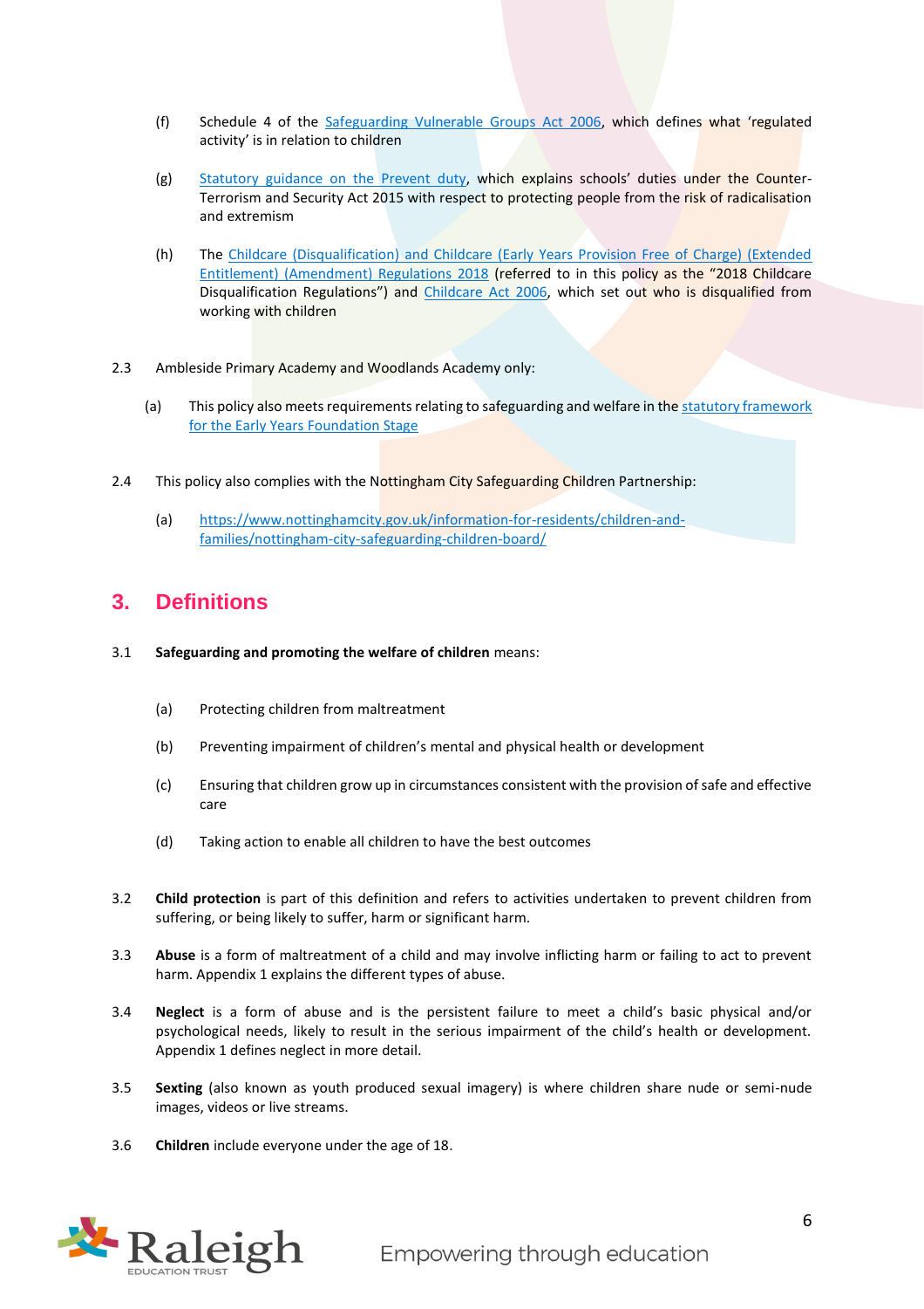(f) Schedule 4 of the [Safeguarding Vulnerable Groups Act 2006](), which defines what 'regulated activity' is in relation to children

(g) [Statutory guidance on the Prevent duty](), which explains schools' duties under the Counter-Terrorism and Security Act 2015 with respect to protecting people from the risk of radicalisation and extremism

(h) The [Childcare (Disqualification) and Childcare (Early Years Provision Free of Charge) (Extended Entitlement) (Amendment) Regulations 2018]() (referred to in this policy as the "2018 Childcare Disqualification Regulations") and [Childcare Act 2006](), which set out who is disqualified from working with children

2.3 Ambleside Primary Academy and Woodlands Academy only:

(a) This policy also meets requirements relating to safeguarding and welfare in the [statutory framework for the Early Years Foundation Stage]()

2.4 This policy also complies with the Nottingham City Safeguarding Children Partnership:

(a) https://www.nottinghamcity.gov.uk/information-for-residents/children-and-families/nottingham-city-safeguarding-children-board/

## 3. Definitions

3.1 **Safeguarding and promoting the welfare of children** means:

(a) Protecting children from maltreatment

(b) Preventing impairment of children's mental and physical health or development

(c) Ensuring that children grow up in circumstances consistent with the provision of safe and effective care

(d) Taking action to enable all children to have the best outcomes

3.2 **Child protection** is part of this definition and refers to activities undertaken to prevent children from suffering, or being likely to suffer, harm or significant harm.

3.3 **Abuse** is a form of maltreatment of a child and may involve inflicting harm or failing to act to prevent harm. Appendix 1 explains the different types of abuse.

3.4 **Neglect** is a form of abuse and is the persistent failure to meet a child's basic physical and/or psychological needs, likely to result in the serious impairment of the child's health or development. Appendix 1 defines neglect in more detail.

3.5 **Sexting** (also known as youth produced sexual imagery) is where children share nude or semi-nude images, videos or live streams.

3.6 **Children** include everyone under the age of 18.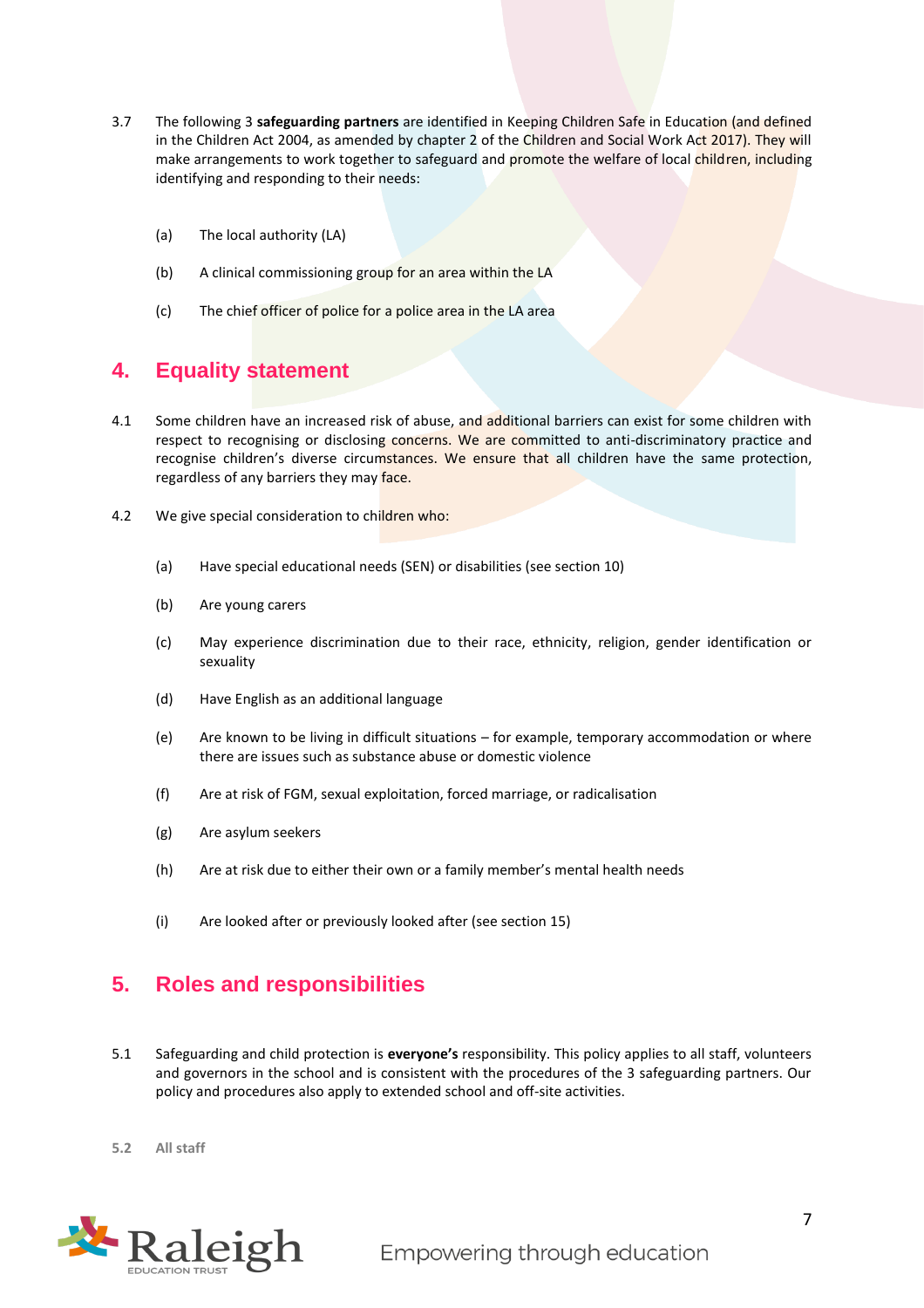3.7 The following 3 **safeguarding partners** are identified in Keeping Children Safe in Education (and defined in the Children Act 2004, as amended by chapter 2 of the Children and Social Work Act 2017). They will make arrangements to work together to safeguard and promote the welfare of local children, including identifying and responding to their needs:

(a) The local authority (LA)

(b) A clinical commissioning group for an area within the LA

(c) The chief officer of police for a police area in the LA area

## 4. Equality statement

4.1 Some children have an increased risk of abuse, and additional barriers can exist for some children with respect to recognising or disclosing concerns. We are committed to anti-discriminatory practice and recognise children's diverse circumstances. We ensure that all children have the same protection, regardless of any barriers they may face.

4.2 We give special consideration to children who:

(a) Have special educational needs (SEN) or disabilities (see section 10)

(b) Are young carers

(c) May experience discrimination due to their race, ethnicity, religion, gender identification or sexuality

(d) Have English as an additional language

(e) Are known to be living in difficult situations – for example, temporary accommodation or where there are issues such as substance abuse or domestic violence

(f) Are at risk of FGM, sexual exploitation, forced marriage, or radicalisation

(g) Are asylum seekers

(h) Are at risk due to either their own or a family member's mental health needs

(i) Are looked after or previously looked after (see section 15)

## 5. Roles and responsibilities

5.1 Safeguarding and child protection is **everyone's** responsibility. This policy applies to all staff, volunteers and governors in the school and is consistent with the procedures of the 3 safeguarding partners. Our policy and procedures also apply to extended school and off-site activities.

**5.2 All staff**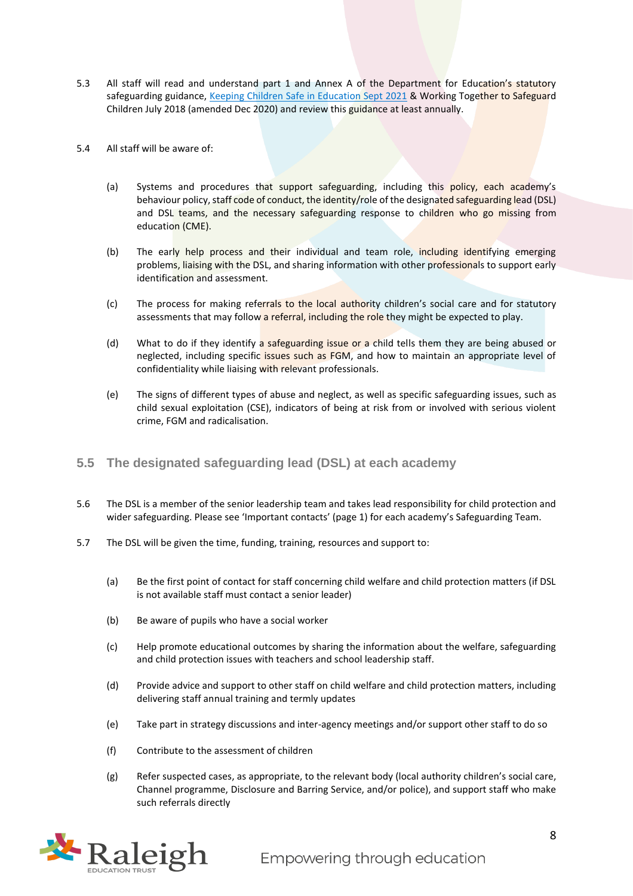5.3 All staff will read and understand part 1 and Annex A of the Department for Education's statutory safeguarding guidance, [Keeping Children Safe in Education Sept 2021](#) & Working Together to Safeguard Children July 2018 (amended Dec 2020) and review this guidance at least annually.

5.4 All staff will be aware of:

(a) Systems and procedures that support safeguarding, including this policy, each academy's behaviour policy, staff code of conduct, the identity/role of the designated safeguarding lead (DSL) and DSL teams, and the necessary safeguarding response to children who go missing from education (CME).

(b) The early help process and their individual and team role, including identifying emerging problems, liaising with the DSL, and sharing information with other professionals to support early identification and assessment.

(c) The process for making referrals to the local authority children's social care and for statutory assessments that may follow a referral, including the role they might be expected to play.

(d) What to do if they identify a safeguarding issue or a child tells them they are being abused or neglected, including specific issues such as FGM, and how to maintain an appropriate level of confidentiality while liaising with relevant professionals.

(e) The signs of different types of abuse and neglect, as well as specific safeguarding issues, such as child sexual exploitation (CSE), indicators of being at risk from or involved with serious violent crime, FGM and radicalisation.

## 5.5 The designated safeguarding lead (DSL) at each academy

5.6 The DSL is a member of the senior leadership team and takes lead responsibility for child protection and wider safeguarding. Please see 'Important contacts' (page 1) for each academy's Safeguarding Team.

5.7 The DSL will be given the time, funding, training, resources and support to:

(a) Be the first point of contact for staff concerning child welfare and child protection matters (if DSL is not available staff must contact a senior leader)

(b) Be aware of pupils who have a social worker

(c) Help promote educational outcomes by sharing the information about the welfare, safeguarding and child protection issues with teachers and school leadership staff.

(d) Provide advice and support to other staff on child welfare and child protection matters, including delivering staff annual training and termly updates

(e) Take part in strategy discussions and inter-agency meetings and/or support other staff to do so

(f) Contribute to the assessment of children

(g) Refer suspected cases, as appropriate, to the relevant body (local authority children's social care, Channel programme, Disclosure and Barring Service, and/or police), and support staff who make such referrals directly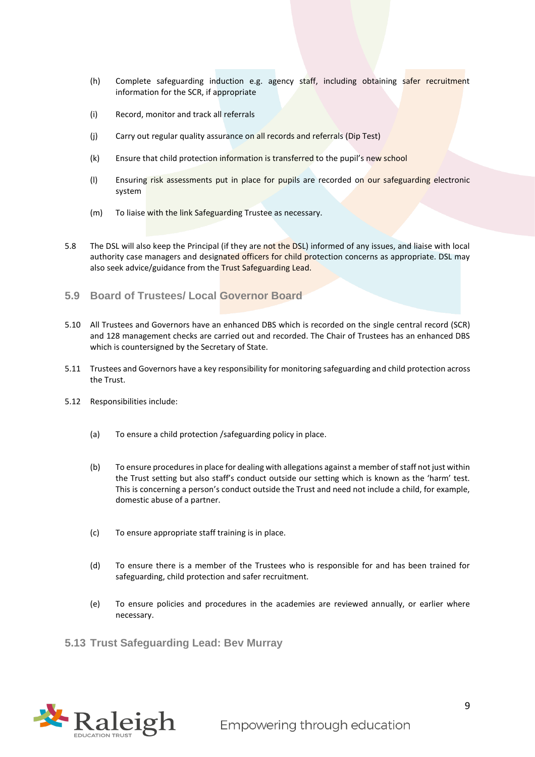(h) Complete safeguarding induction e.g. agency staff, including obtaining safer recruitment information for the SCR, if appropriate

(i) Record, monitor and track all referrals

(j) Carry out regular quality assurance on all records and referrals (Dip Test)

(k) Ensure that child protection information is transferred to the pupil's new school

(l) Ensuring risk assessments put in place for pupils are recorded on our safeguarding electronic system

(m) To liaise with the link Safeguarding Trustee as necessary.

5.8 The DSL will also keep the Principal (if they are not the DSL) informed of any issues, and liaise with local authority case managers and designated officers for child protection concerns as appropriate. DSL may also seek advice/guidance from the Trust Safeguarding Lead.

## 5.9 Board of Trustees/ Local Governor Board

5.10 All Trustees and Governors have an enhanced DBS which is recorded on the single central record (SCR) and 128 management checks are carried out and recorded. The Chair of Trustees has an enhanced DBS which is countersigned by the Secretary of State.

5.11 Trustees and Governors have a key responsibility for monitoring safeguarding and child protection across the Trust.

5.12 Responsibilities include:

(a) To ensure a child protection /safeguarding policy in place.

(b) To ensure procedures in place for dealing with allegations against a member of staff not just within the Trust setting but also staff's conduct outside our setting which is known as the 'harm' test. This is concerning a person's conduct outside the Trust and need not include a child, for example, domestic abuse of a partner.

(c) To ensure appropriate staff training is in place.

(d) To ensure there is a member of the Trustees who is responsible for and has been trained for safeguarding, child protection and safer recruitment.

(e) To ensure policies and procedures in the academies are reviewed annually, or earlier where necessary.

## 5.13 Trust Safeguarding Lead: Bev Murray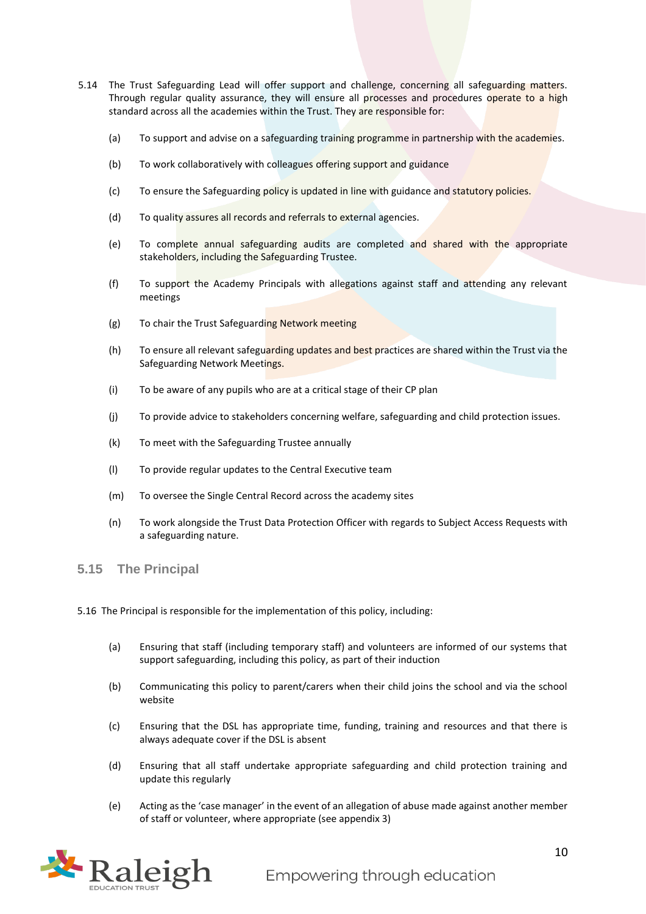5.14 The Trust Safeguarding Lead will offer support and challenge, concerning all safeguarding matters. Through regular quality assurance, they will ensure all processes and procedures operate to a high standard across all the academies within the Trust. They are responsible for:

(a) To support and advise on a safeguarding training programme in partnership with the academies.

(b) To work collaboratively with colleagues offering support and guidance

(c) To ensure the Safeguarding policy is updated in line with guidance and statutory policies.

(d) To quality assures all records and referrals to external agencies.

(e) To complete annual safeguarding audits are completed and shared with the appropriate stakeholders, including the Safeguarding Trustee.

(f) To support the Academy Principals with allegations against staff and attending any relevant meetings

(g) To chair the Trust Safeguarding Network meeting

(h) To ensure all relevant safeguarding updates and best practices are shared within the Trust via the Safeguarding Network Meetings.

(i) To be aware of any pupils who are at a critical stage of their CP plan

(j) To provide advice to stakeholders concerning welfare, safeguarding and child protection issues.

(k) To meet with the Safeguarding Trustee annually

(l) To provide regular updates to the Central Executive team

(m) To oversee the Single Central Record across the academy sites

(n) To work alongside the Trust Data Protection Officer with regards to Subject Access Requests with a safeguarding nature.

## 5.15 The Principal

5.16 The Principal is responsible for the implementation of this policy, including:

(a) Ensuring that staff (including temporary staff) and volunteers are informed of our systems that support safeguarding, including this policy, as part of their induction

(b) Communicating this policy to parent/carers when their child joins the school and via the school website

(c) Ensuring that the DSL has appropriate time, funding, training and resources and that there is always adequate cover if the DSL is absent

(d) Ensuring that all staff undertake appropriate safeguarding and child protection training and update this regularly

(e) Acting as the 'case manager' in the event of an allegation of abuse made against another member of staff or volunteer, where appropriate (see appendix 3)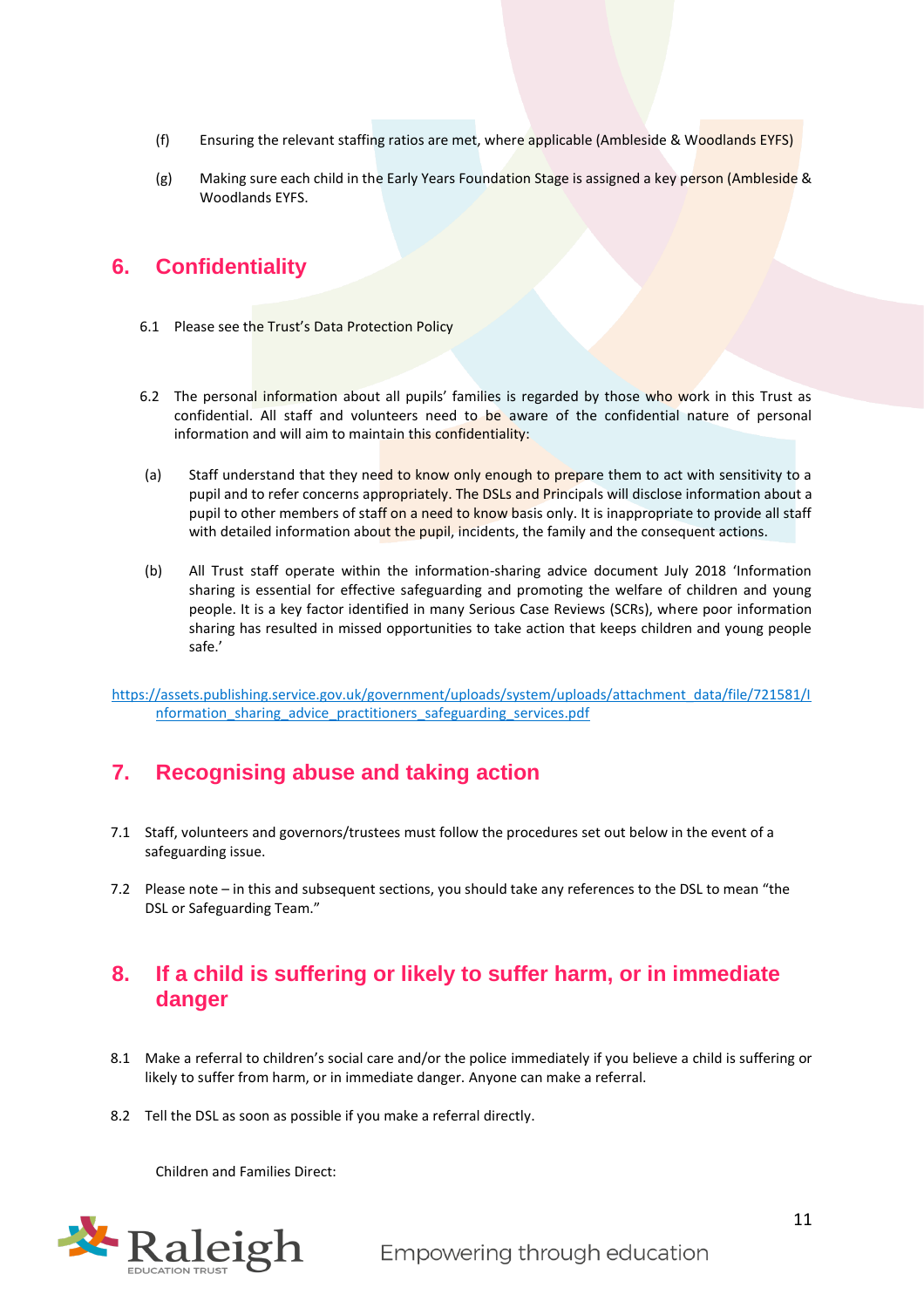(f) Ensuring the relevant staffing ratios are met, where applicable (Ambleside & Woodlands EYFS)

(g) Making sure each child in the Early Years Foundation Stage is assigned a key person (Ambleside & Woodlands EYFS.

## 6. Confidentiality

6.1 Please see the Trust's Data Protection Policy

6.2 The personal information about all pupils' families is regarded by those who work in this Trust as confidential. All staff and volunteers need to be aware of the confidential nature of personal information and will aim to maintain this confidentiality:

(a) Staff understand that they need to know only enough to prepare them to act with sensitivity to a pupil and to refer concerns appropriately. The DSLs and Principals will disclose information about a pupil to other members of staff on a need to know basis only. It is inappropriate to provide all staff with detailed information about the pupil, incidents, the family and the consequent actions.

(b) All Trust staff operate within the information-sharing advice document July 2018 'Information sharing is essential for effective safeguarding and promoting the welfare of children and young people. It is a key factor identified in many Serious Case Reviews (SCRs), where poor information sharing has resulted in missed opportunities to take action that keeps children and young people safe.'

https://assets.publishing.service.gov.uk/government/uploads/system/uploads/attachment_data/file/721581/Information_sharing_advice_practitioners_safeguarding_services.pdf

## 7. Recognising abuse and taking action

7.1 Staff, volunteers and governors/trustees must follow the procedures set out below in the event of a safeguarding issue.

7.2 Please note – in this and subsequent sections, you should take any references to the DSL to mean "the DSL or Safeguarding Team."

## 8. If a child is suffering or likely to suffer harm, or in immediate danger

8.1 Make a referral to children's social care and/or the police immediately if you believe a child is suffering or likely to suffer from harm, or in immediate danger. Anyone can make a referral.

8.2 Tell the DSL as soon as possible if you make a referral directly.

Children and Families Direct: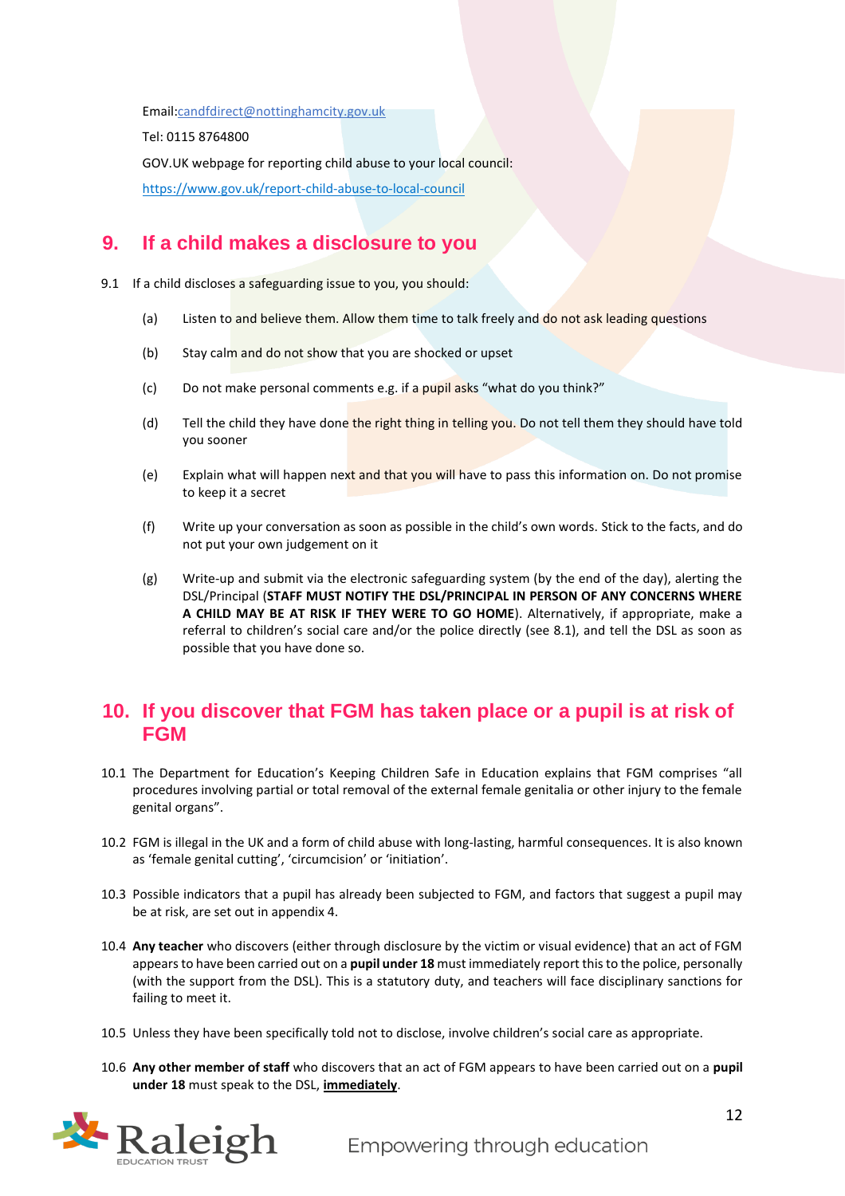Email:[candfdirect@nottinghamcity.gov.uk](mailto:candfdirect@nottinghamcity.gov.uk)

Tel: 0115 8764800

GOV.UK webpage for reporting child abuse to your local council:

[https://www.gov.uk/report-child-abuse-to-local-council](https://www.gov.uk/report-child-abuse-to-local-council)

## 9. If a child makes a disclosure to you

9.1 If a child discloses a safeguarding issue to you, you should:

(a) Listen to and believe them. Allow them time to talk freely and do not ask leading questions

(b) Stay calm and do not show that you are shocked or upset

(c) Do not make personal comments e.g. if a pupil asks "what do you think?"

(d) Tell the child they have done the right thing in telling you. Do not tell them they should have told you sooner

(e) Explain what will happen next and that you will have to pass this information on. Do not promise to keep it a secret

(f) Write up your conversation as soon as possible in the child's own words. Stick to the facts, and do not put your own judgement on it

(g) Write-up and submit via the electronic safeguarding system (by the end of the day), alerting the DSL/Principal (**STAFF MUST NOTIFY THE DSL/PRINCIPAL IN PERSON OF ANY CONCERNS WHERE A CHILD MAY BE AT RISK IF THEY WERE TO GO HOME**). Alternatively, if appropriate, make a referral to children's social care and/or the police directly (see 8.1), and tell the DSL as soon as possible that you have done so.

## 10. If you discover that FGM has taken place or a pupil is at risk of FGM

10.1 The Department for Education's Keeping Children Safe in Education explains that FGM comprises "all procedures involving partial or total removal of the external female genitalia or other injury to the female genital organs".

10.2 FGM is illegal in the UK and a form of child abuse with long-lasting, harmful consequences. It is also known as 'female genital cutting', 'circumcision' or 'initiation'.

10.3 Possible indicators that a pupil has already been subjected to FGM, and factors that suggest a pupil may be at risk, are set out in appendix 4.

10.4 **Any teacher** who discovers (either through disclosure by the victim or visual evidence) that an act of FGM appears to have been carried out on a **pupil under 18** must immediately report this to the police, personally (with the support from the DSL). This is a statutory duty, and teachers will face disciplinary sanctions for failing to meet it.

10.5 Unless they have been specifically told not to disclose, involve children's social care as appropriate.

10.6 **Any other member of staff** who discovers that an act of FGM appears to have been carried out on a **pupil under 18** must speak to the DSL, **<u>immediately</u>**.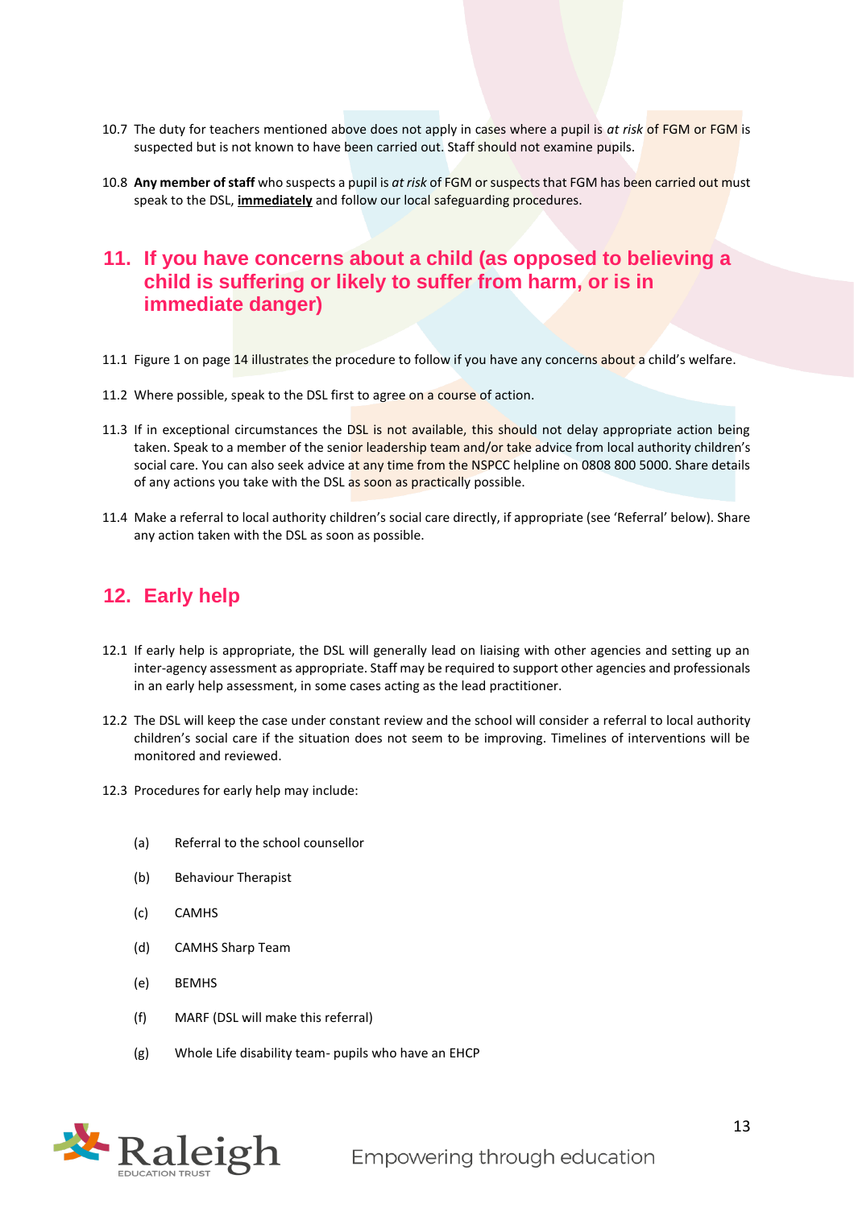10.7 The duty for teachers mentioned above does not apply in cases where a pupil is *at risk* of FGM or FGM is suspected but is not known to have been carried out. Staff should not examine pupils.

10.8 **Any member of staff** who suspects a pupil is *at risk* of FGM or suspects that FGM has been carried out must speak to the DSL, **<u>immediately</u>** and follow our local safeguarding procedures.

## 11. If you have concerns about a child (as opposed to believing a child is suffering or likely to suffer from harm, or is in immediate danger)

11.1 Figure 1 on page 14 illustrates the procedure to follow if you have any concerns about a child's welfare.

11.2 Where possible, speak to the DSL first to agree on a course of action.

11.3 If in exceptional circumstances the DSL is not available, this should not delay appropriate action being taken. Speak to a member of the senior leadership team and/or take advice from local authority children's social care. You can also seek advice at any time from the NSPCC helpline on 0808 800 5000. Share details of any actions you take with the DSL as soon as practically possible.

11.4 Make a referral to local authority children's social care directly, if appropriate (see 'Referral' below). Share any action taken with the DSL as soon as possible.

## 12. Early help

12.1 If early help is appropriate, the DSL will generally lead on liaising with other agencies and setting up an inter-agency assessment as appropriate. Staff may be required to support other agencies and professionals in an early help assessment, in some cases acting as the lead practitioner.

12.2 The DSL will keep the case under constant review and the school will consider a referral to local authority children's social care if the situation does not seem to be improving. Timelines of interventions will be monitored and reviewed.

12.3 Procedures for early help may include:

(a) Referral to the school counsellor

(b) Behaviour Therapist

(c) CAMHS

(d) CAMHS Sharp Team

(e) BEMHS

(f) MARF (DSL will make this referral)

(g) Whole Life disability team- pupils who have an EHCP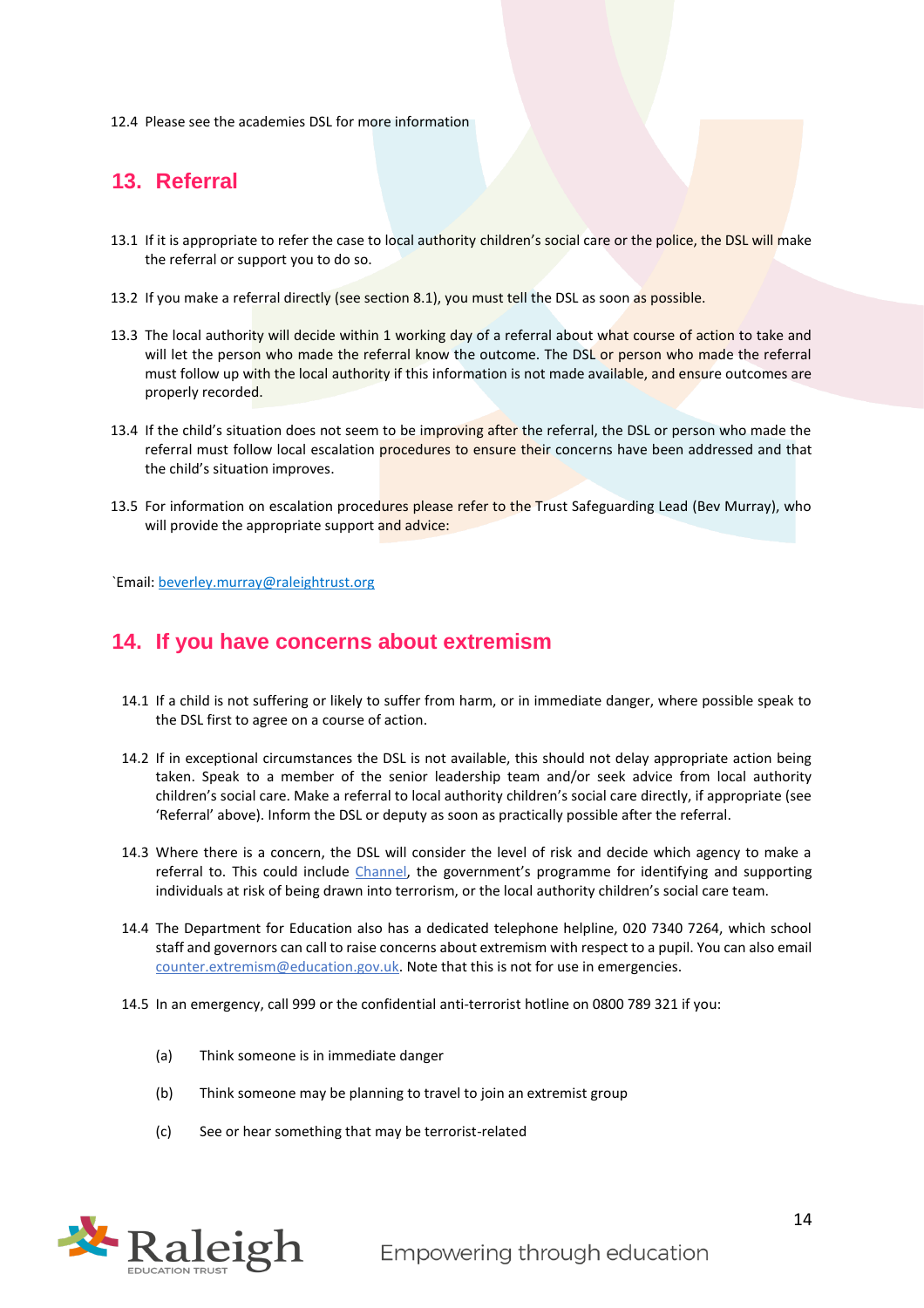12.4 Please see the academies DSL for more information

## 13. Referral

13.1 If it is appropriate to refer the case to local authority children's social care or the police, the DSL will make the referral or support you to do so.

13.2 If you make a referral directly (see section 8.1), you must tell the DSL as soon as possible.

13.3 The local authority will decide within 1 working day of a referral about what course of action to take and will let the person who made the referral know the outcome. The DSL or person who made the referral must follow up with the local authority if this information is not made available, and ensure outcomes are properly recorded.

13.4 If the child's situation does not seem to be improving after the referral, the DSL or person who made the referral must follow local escalation procedures to ensure their concerns have been addressed and that the child's situation improves.

13.5 For information on escalation procedures please refer to the Trust Safeguarding Lead (Bev Murray), who will provide the appropriate support and advice:

`Email: beverley.murray@raleightrust.org

## 14. If you have concerns about extremism

14.1 If a child is not suffering or likely to suffer from harm, or in immediate danger, where possible speak to the DSL first to agree on a course of action.

14.2 If in exceptional circumstances the DSL is not available, this should not delay appropriate action being taken. Speak to a member of the senior leadership team and/or seek advice from local authority children's social care. Make a referral to local authority children's social care directly, if appropriate (see 'Referral' above). Inform the DSL or deputy as soon as practically possible after the referral.

14.3 Where there is a concern, the DSL will consider the level of risk and decide which agency to make a referral to. This could include Channel, the government's programme for identifying and supporting individuals at risk of being drawn into terrorism, or the local authority children's social care team.

14.4 The Department for Education also has a dedicated telephone helpline, 020 7340 7264, which school staff and governors can call to raise concerns about extremism with respect to a pupil. You can also email counter.extremism@education.gov.uk. Note that this is not for use in emergencies.

14.5 In an emergency, call 999 or the confidential anti-terrorist hotline on 0800 789 321 if you:

(a) Think someone is in immediate danger

(b) Think someone may be planning to travel to join an extremist group

(c) See or hear something that may be terrorist-related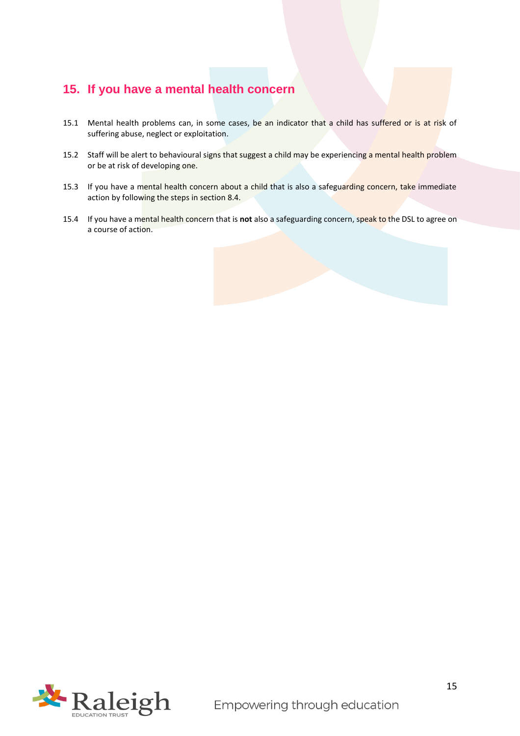## 15. If you have a mental health concern

15.1 Mental health problems can, in some cases, be an indicator that a child has suffered or is at risk of suffering abuse, neglect or exploitation.

15.2 Staff will be alert to behavioural signs that suggest a child may be experiencing a mental health problem or be at risk of developing one.

15.3 If you have a mental health concern about a child that is also a safeguarding concern, take immediate action by following the steps in section 8.4.

15.4 If you have a mental health concern that is **not** also a safeguarding concern, speak to the DSL to agree on a course of action.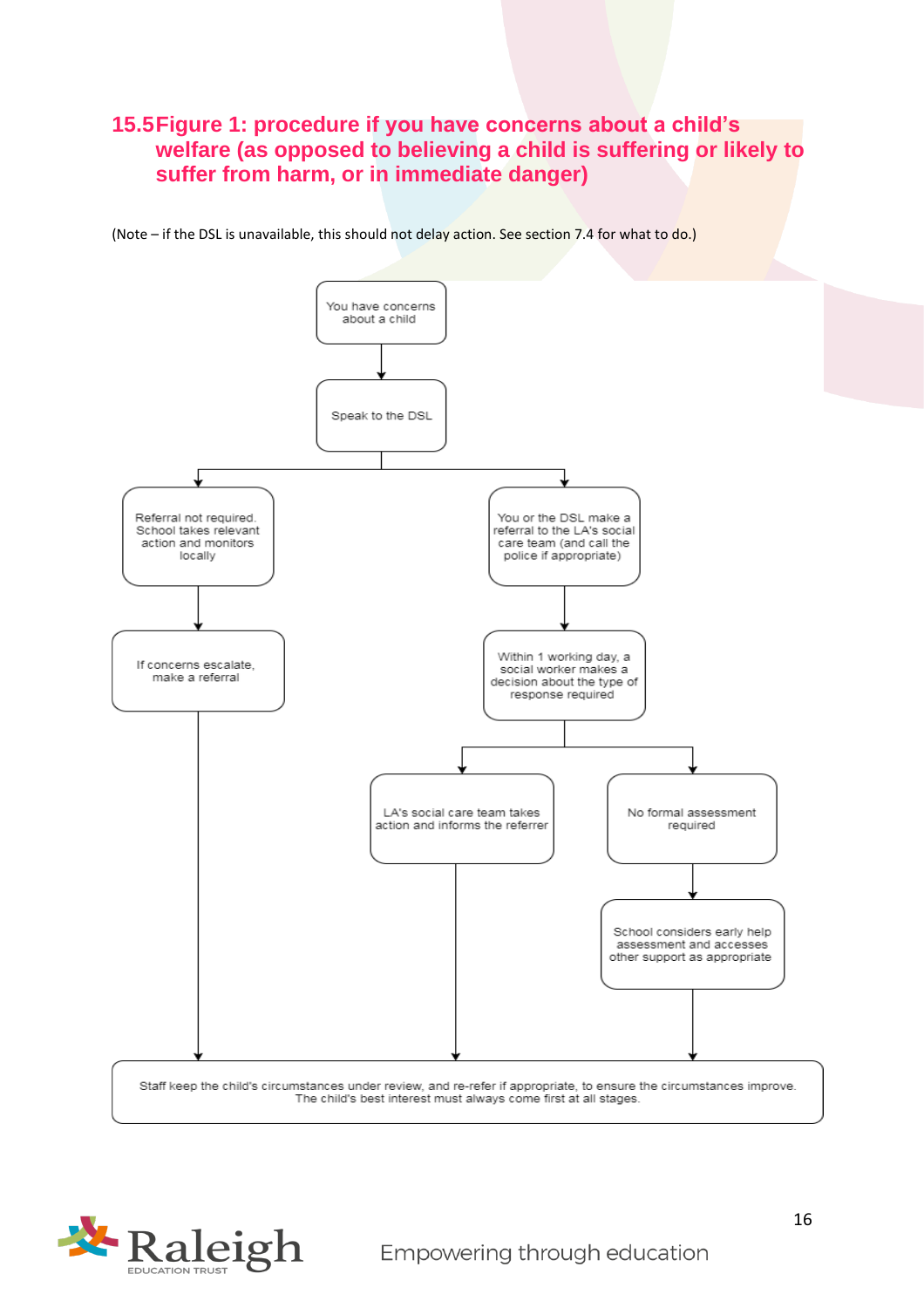## 15.5 Figure 1: procedure if you have concerns about a child's welfare (as opposed to believing a child is suffering or likely to suffer from harm, or in immediate danger)

(Note – if the DSL is unavailable, this should not delay action. See section 7.4 for what to do.)

You have concerns about a child

Speak to the DSL

Referral not required. School takes relevant action and monitors locally

If concerns escalate, make a referral

You or the DSL make a referral to the LA's social care team (and call the police if appropriate)

Within 1 working day, a social worker makes a decision about the type of response required

LA's social care team takes action and informs the referrer

No formal assessment required

School considers early help assessment and accesses other support as appropriate

Staff keep the child's circumstances under review, and re-refer if appropriate, to ensure the circumstances improve. The child's best interest must always come first at all stages.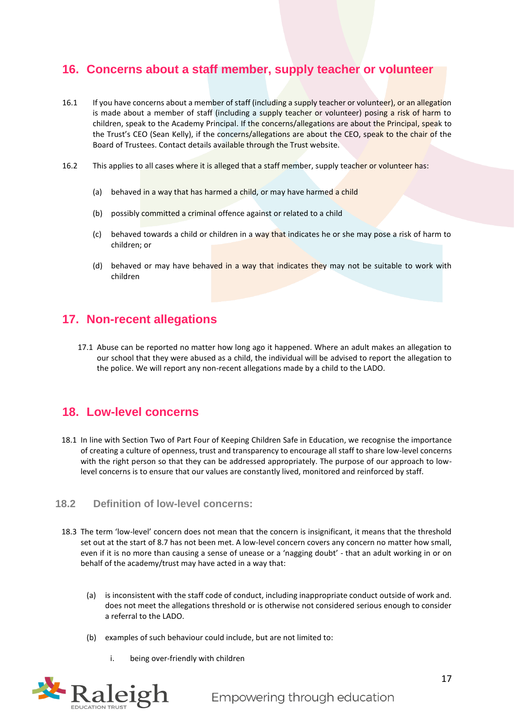## 16. Concerns about a staff member, supply teacher or volunteer

16.1 If you have concerns about a member of staff (including a supply teacher or volunteer), or an allegation is made about a member of staff (including a supply teacher or volunteer) posing a risk of harm to children, speak to the Academy Principal. If the concerns/allegations are about the Principal, speak to the Trust's CEO (Sean Kelly), if the concerns/allegations are about the CEO, speak to the chair of the Board of Trustees. Contact details available through the Trust website.

16.2 This applies to all cases where it is alleged that a staff member, supply teacher or volunteer has:

(a) behaved in a way that has harmed a child, or may have harmed a child

(b) possibly committed a criminal offence against or related to a child

(c) behaved towards a child or children in a way that indicates he or she may pose a risk of harm to children; or

(d) behaved or may have behaved in a way that indicates they may not be suitable to work with children

## 17. Non-recent allegations

17.1 Abuse can be reported no matter how long ago it happened. Where an adult makes an allegation to our school that they were abused as a child, the individual will be advised to report the allegation to the police. We will report any non-recent allegations made by a child to the LADO.

## 18. Low-level concerns

18.1 In line with Section Two of Part Four of Keeping Children Safe in Education, we recognise the importance of creating a culture of openness, trust and transparency to encourage all staff to share low-level concerns with the right person so that they can be addressed appropriately. The purpose of our approach to low-level concerns is to ensure that our values are constantly lived, monitored and reinforced by staff.

### 18.2 Definition of low-level concerns:

18.3 The term 'low-level' concern does not mean that the concern is insignificant, it means that the threshold set out at the start of 8.7 has not been met. A low-level concern covers any concern no matter how small, even if it is no more than causing a sense of unease or a 'nagging doubt' - that an adult working in or on behalf of the academy/trust may have acted in a way that:

(a) is inconsistent with the staff code of conduct, including inappropriate conduct outside of work and. does not meet the allegations threshold or is otherwise not considered serious enough to consider a referral to the LADO.

(b) examples of such behaviour could include, but are not limited to:

i. being over-friendly with children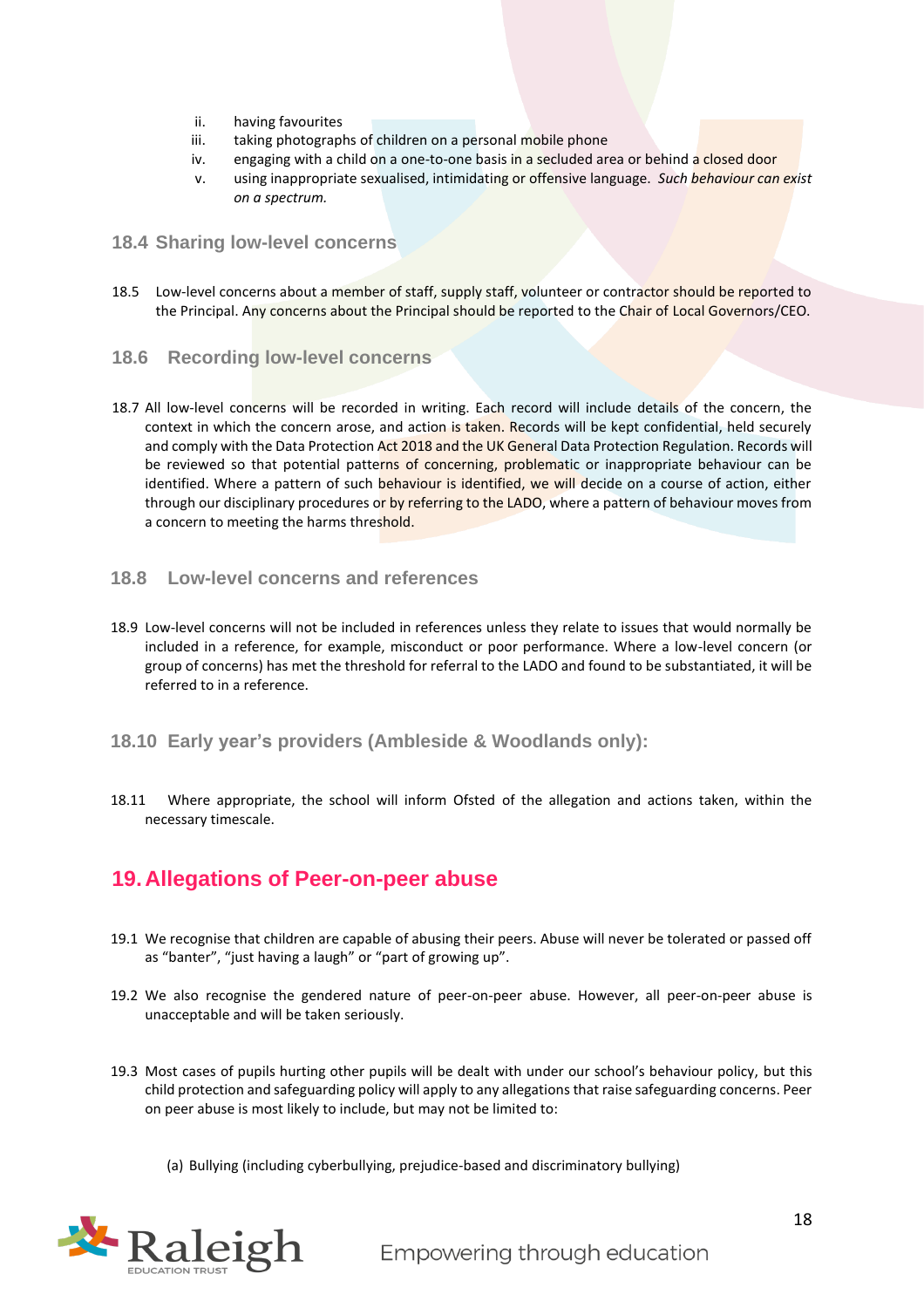ii. having favourites
iii. taking photographs of children on a personal mobile phone
iv. engaging with a child on a one-to-one basis in a secluded area or behind a closed door
v. using inappropriate sexualised, intimidating or offensive language. *Such behaviour can exist on a spectrum.*

### 18.4 Sharing low-level concerns

18.5 Low-level concerns about a member of staff, supply staff, volunteer or contractor should be reported to the Principal. Any concerns about the Principal should be reported to the Chair of Local Governors/CEO.

### 18.6 Recording low-level concerns

18.7 All low-level concerns will be recorded in writing. Each record will include details of the concern, the context in which the concern arose, and action is taken. Records will be kept confidential, held securely and comply with the Data Protection Act 2018 and the UK General Data Protection Regulation. Records will be reviewed so that potential patterns of concerning, problematic or inappropriate behaviour can be identified. Where a pattern of such behaviour is identified, we will decide on a course of action, either through our disciplinary procedures or by referring to the LADO, where a pattern of behaviour moves from a concern to meeting the harms threshold.

### 18.8 Low-level concerns and references

18.9 Low-level concerns will not be included in references unless they relate to issues that would normally be included in a reference, for example, misconduct or poor performance. Where a low-level concern (or group of concerns) has met the threshold for referral to the LADO and found to be substantiated, it will be referred to in a reference.

### 18.10 Early year's providers (Ambleside & Woodlands only):

18.11 Where appropriate, the school will inform Ofsted of the allegation and actions taken, within the necessary timescale.

## 19. Allegations of Peer-on-peer abuse

19.1 We recognise that children are capable of abusing their peers. Abuse will never be tolerated or passed off as "banter", "just having a laugh" or "part of growing up".

19.2 We also recognise the gendered nature of peer-on-peer abuse. However, all peer-on-peer abuse is unacceptable and will be taken seriously.

19.3 Most cases of pupils hurting other pupils will be dealt with under our school's behaviour policy, but this child protection and safeguarding policy will apply to any allegations that raise safeguarding concerns. Peer on peer abuse is most likely to include, but may not be limited to:

(a) Bullying (including cyberbullying, prejudice-based and discriminatory bullying)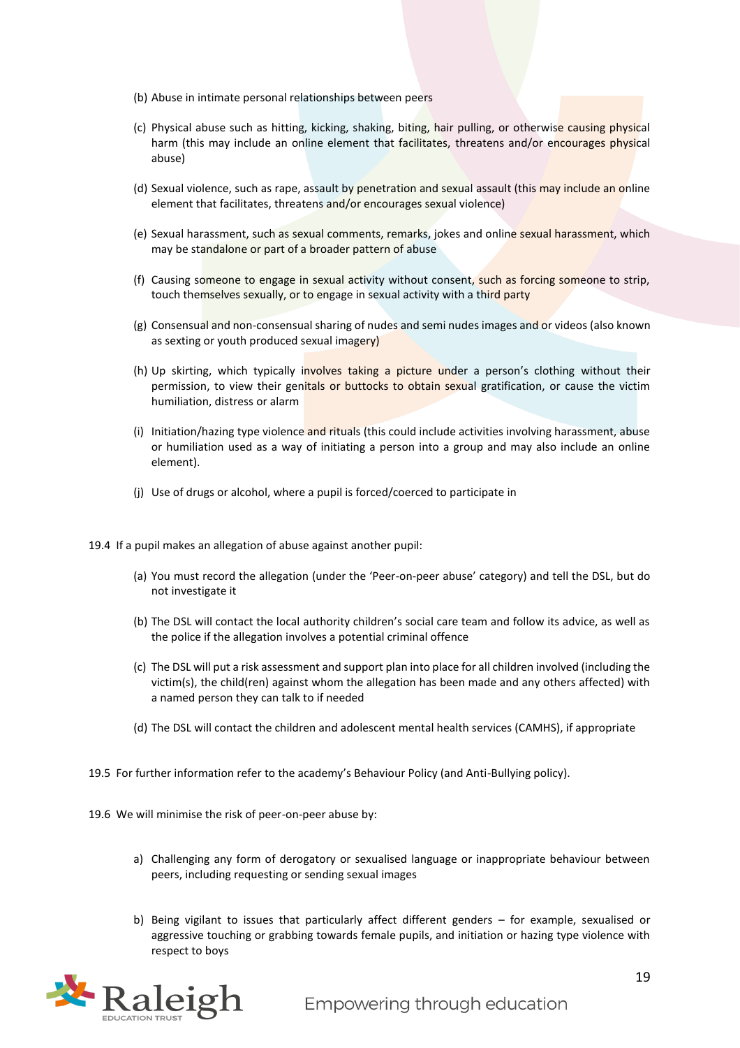(b) Abuse in intimate personal relationships between peers

(c) Physical abuse such as hitting, kicking, shaking, biting, hair pulling, or otherwise causing physical harm (this may include an online element that facilitates, threatens and/or encourages physical abuse)

(d) Sexual violence, such as rape, assault by penetration and sexual assault (this may include an online element that facilitates, threatens and/or encourages sexual violence)

(e) Sexual harassment, such as sexual comments, remarks, jokes and online sexual harassment, which may be standalone or part of a broader pattern of abuse

(f) Causing someone to engage in sexual activity without consent, such as forcing someone to strip, touch themselves sexually, or to engage in sexual activity with a third party

(g) Consensual and non-consensual sharing of nudes and semi nudes images and or videos (also known as sexting or youth produced sexual imagery)

(h) Up skirting, which typically involves taking a picture under a person's clothing without their permission, to view their genitals or buttocks to obtain sexual gratification, or cause the victim humiliation, distress or alarm

(i) Initiation/hazing type violence and rituals (this could include activities involving harassment, abuse or humiliation used as a way of initiating a person into a group and may also include an online element).

(j) Use of drugs or alcohol, where a pupil is forced/coerced to participate in

19.4 If a pupil makes an allegation of abuse against another pupil:

(a) You must record the allegation (under the 'Peer-on-peer abuse' category) and tell the DSL, but do not investigate it

(b) The DSL will contact the local authority children's social care team and follow its advice, as well as the police if the allegation involves a potential criminal offence

(c) The DSL will put a risk assessment and support plan into place for all children involved (including the victim(s), the child(ren) against whom the allegation has been made and any others affected) with a named person they can talk to if needed

(d) The DSL will contact the children and adolescent mental health services (CAMHS), if appropriate

19.5 For further information refer to the academy's Behaviour Policy (and Anti-Bullying policy).

19.6 We will minimise the risk of peer-on-peer abuse by:

a) Challenging any form of derogatory or sexualised language or inappropriate behaviour between peers, including requesting or sending sexual images

b) Being vigilant to issues that particularly affect different genders – for example, sexualised or aggressive touching or grabbing towards female pupils, and initiation or hazing type violence with respect to boys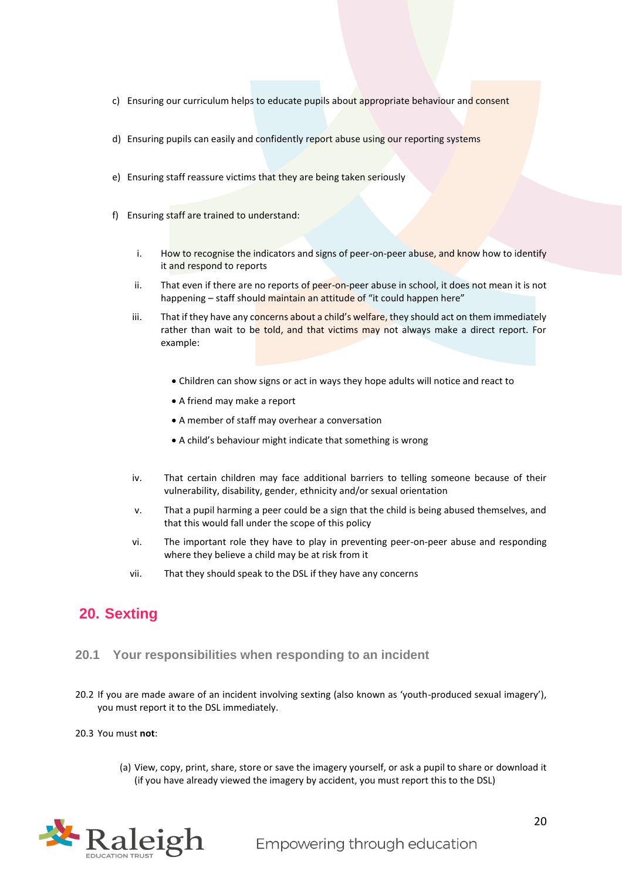c) Ensuring our curriculum helps to educate pupils about appropriate behaviour and consent

d) Ensuring pupils can easily and confidently report abuse using our reporting systems

e) Ensuring staff reassure victims that they are being taken seriously

f) Ensuring staff are trained to understand:

   i. How to recognise the indicators and signs of peer-on-peer abuse, and know how to identify it and respond to reports

   ii. That even if there are no reports of peer-on-peer abuse in school, it does not mean it is not happening – staff should maintain an attitude of "it could happen here"

   iii. That if they have any concerns about a child's welfare, they should act on them immediately rather than wait to be told, and that victims may not always make a direct report. For example:

      - Children can show signs or act in ways they hope adults will notice and react to
      - A friend may make a report
      - A member of staff may overhear a conversation
      - A child's behaviour might indicate that something is wrong

   iv. That certain children may face additional barriers to telling someone because of their vulnerability, disability, gender, ethnicity and/or sexual orientation

   v. That a pupil harming a peer could be a sign that the child is being abused themselves, and that this would fall under the scope of this policy

   vi. The important role they have to play in preventing peer-on-peer abuse and responding where they believe a child may be at risk from it

   vii. That they should speak to the DSL if they have any concerns

## 20. Sexting

### 20.1 Your responsibilities when responding to an incident

20.2 If you are made aware of an incident involving sexting (also known as 'youth-produced sexual imagery'), you must report it to the DSL immediately.

20.3 You must **not**:

(a) View, copy, print, share, store or save the imagery yourself, or ask a pupil to share or download it (if you have already viewed the imagery by accident, you must report this to the DSL)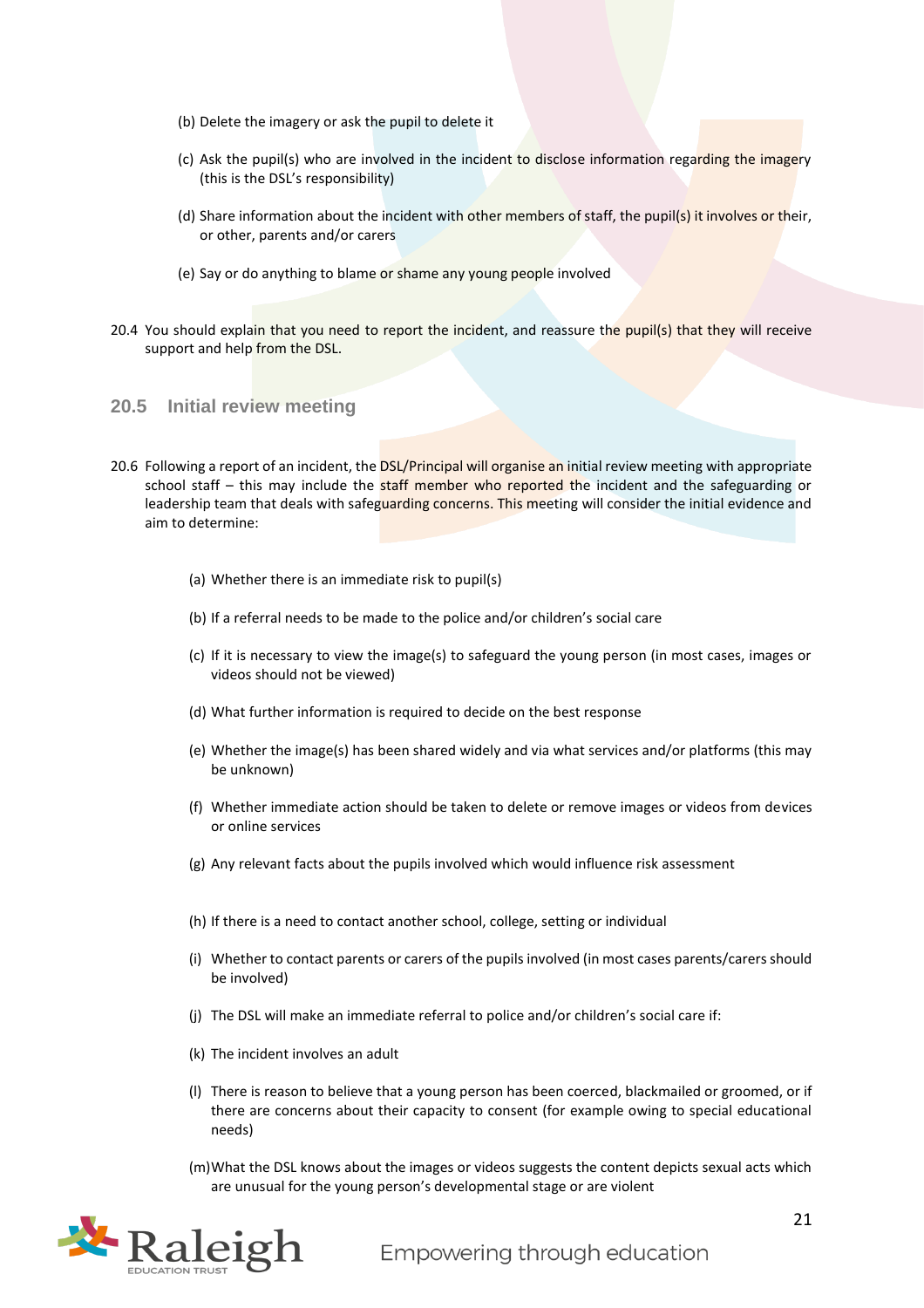(b) Delete the imagery or ask the pupil to delete it

(c) Ask the pupil(s) who are involved in the incident to disclose information regarding the imagery (this is the DSL's responsibility)

(d) Share information about the incident with other members of staff, the pupil(s) it involves or their, or other, parents and/or carers

(e) Say or do anything to blame or shame any young people involved

20.4 You should explain that you need to report the incident, and reassure the pupil(s) that they will receive support and help from the DSL.

### 20.5 Initial review meeting

20.6 Following a report of an incident, the DSL/Principal will organise an initial review meeting with appropriate school staff – this may include the staff member who reported the incident and the safeguarding or leadership team that deals with safeguarding concerns. This meeting will consider the initial evidence and aim to determine:

(a) Whether there is an immediate risk to pupil(s)

(b) If a referral needs to be made to the police and/or children's social care

(c) If it is necessary to view the image(s) to safeguard the young person (in most cases, images or videos should not be viewed)

(d) What further information is required to decide on the best response

(e) Whether the image(s) has been shared widely and via what services and/or platforms (this may be unknown)

(f) Whether immediate action should be taken to delete or remove images or videos from devices or online services

(g) Any relevant facts about the pupils involved which would influence risk assessment

(h) If there is a need to contact another school, college, setting or individual

(i) Whether to contact parents or carers of the pupils involved (in most cases parents/carers should be involved)

(j) The DSL will make an immediate referral to police and/or children's social care if:

(k) The incident involves an adult

(l) There is reason to believe that a young person has been coerced, blackmailed or groomed, or if there are concerns about their capacity to consent (for example owing to special educational needs)

(m) What the DSL knows about the images or videos suggests the content depicts sexual acts which are unusual for the young person's developmental stage or are violent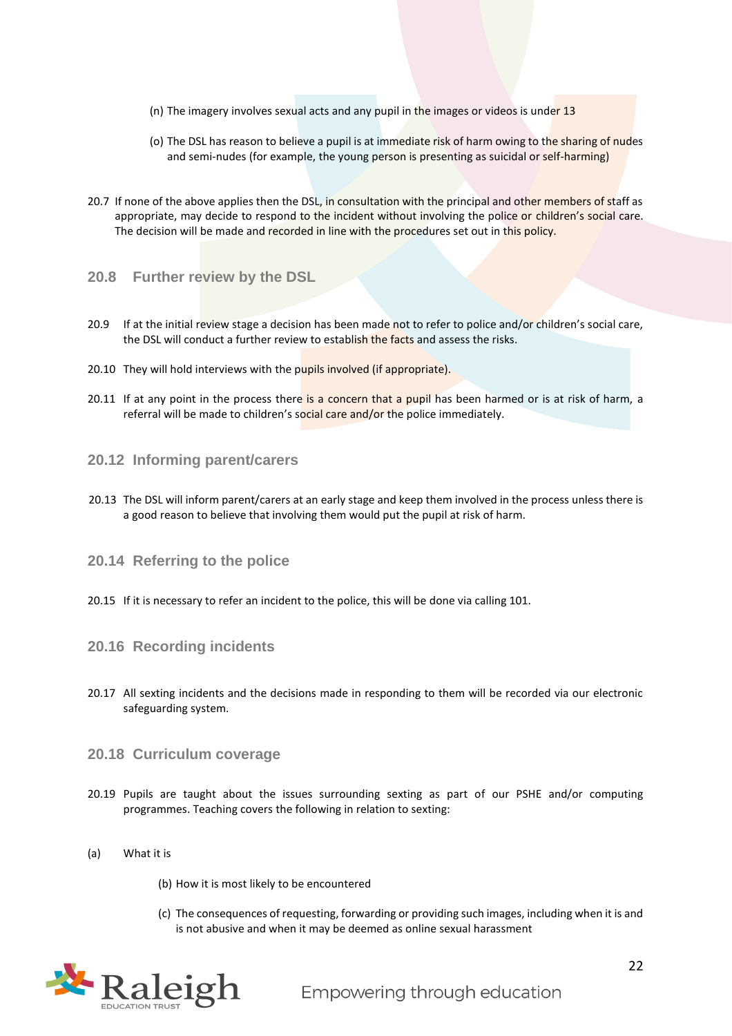(n) The imagery involves sexual acts and any pupil in the images or videos is under 13

(o) The DSL has reason to believe a pupil is at immediate risk of harm owing to the sharing of nudes and semi-nudes (for example, the young person is presenting as suicidal or self-harming)

20.7 If none of the above applies then the DSL, in consultation with the principal and other members of staff as appropriate, may decide to respond to the incident without involving the police or children's social care. The decision will be made and recorded in line with the procedures set out in this policy.

### 20.8 Further review by the DSL

20.9 If at the initial review stage a decision has been made not to refer to police and/or children's social care, the DSL will conduct a further review to establish the facts and assess the risks.

20.10 They will hold interviews with the pupils involved (if appropriate).

20.11 If at any point in the process there is a concern that a pupil has been harmed or is at risk of harm, a referral will be made to children's social care and/or the police immediately.

### 20.12 Informing parent/carers

20.13 The DSL will inform parent/carers at an early stage and keep them involved in the process unless there is a good reason to believe that involving them would put the pupil at risk of harm.

### 20.14 Referring to the police

20.15 If it is necessary to refer an incident to the police, this will be done via calling 101.

### 20.16 Recording incidents

20.17 All sexting incidents and the decisions made in responding to them will be recorded via our electronic safeguarding system.

### 20.18 Curriculum coverage

20.19 Pupils are taught about the issues surrounding sexting as part of our PSHE and/or computing programmes. Teaching covers the following in relation to sexting:

(a) What it is

(b) How it is most likely to be encountered

(c) The consequences of requesting, forwarding or providing such images, including when it is and is not abusive and when it may be deemed as online sexual harassment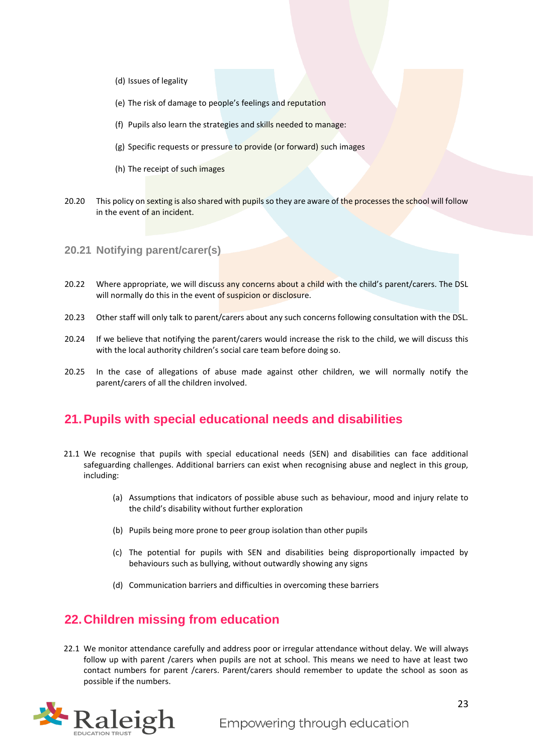(d) Issues of legality

(e) The risk of damage to people's feelings and reputation

(f) Pupils also learn the strategies and skills needed to manage:

(g) Specific requests or pressure to provide (or forward) such images

(h) The receipt of such images

20.20 This policy on sexting is also shared with pupils so they are aware of the processes the school will follow in the event of an incident.

### 20.21 Notifying parent/carer(s)

20.22 Where appropriate, we will discuss any concerns about a child with the child's parent/carers. The DSL will normally do this in the event of suspicion or disclosure.

20.23 Other staff will only talk to parent/carers about any such concerns following consultation with the DSL.

20.24 If we believe that notifying the parent/carers would increase the risk to the child, we will discuss this with the local authority children's social care team before doing so.

20.25 In the case of allegations of abuse made against other children, we will normally notify the parent/carers of all the children involved.

## 21. Pupils with special educational needs and disabilities

21.1 We recognise that pupils with special educational needs (SEN) and disabilities can face additional safeguarding challenges. Additional barriers can exist when recognising abuse and neglect in this group, including:

(a) Assumptions that indicators of possible abuse such as behaviour, mood and injury relate to the child's disability without further exploration

(b) Pupils being more prone to peer group isolation than other pupils

(c) The potential for pupils with SEN and disabilities being disproportionally impacted by behaviours such as bullying, without outwardly showing any signs

(d) Communication barriers and difficulties in overcoming these barriers

## 22. Children missing from education

22.1 We monitor attendance carefully and address poor or irregular attendance without delay. We will always follow up with parent /carers when pupils are not at school. This means we need to have at least two contact numbers for parent /carers. Parent/carers should remember to update the school as soon as possible if the numbers.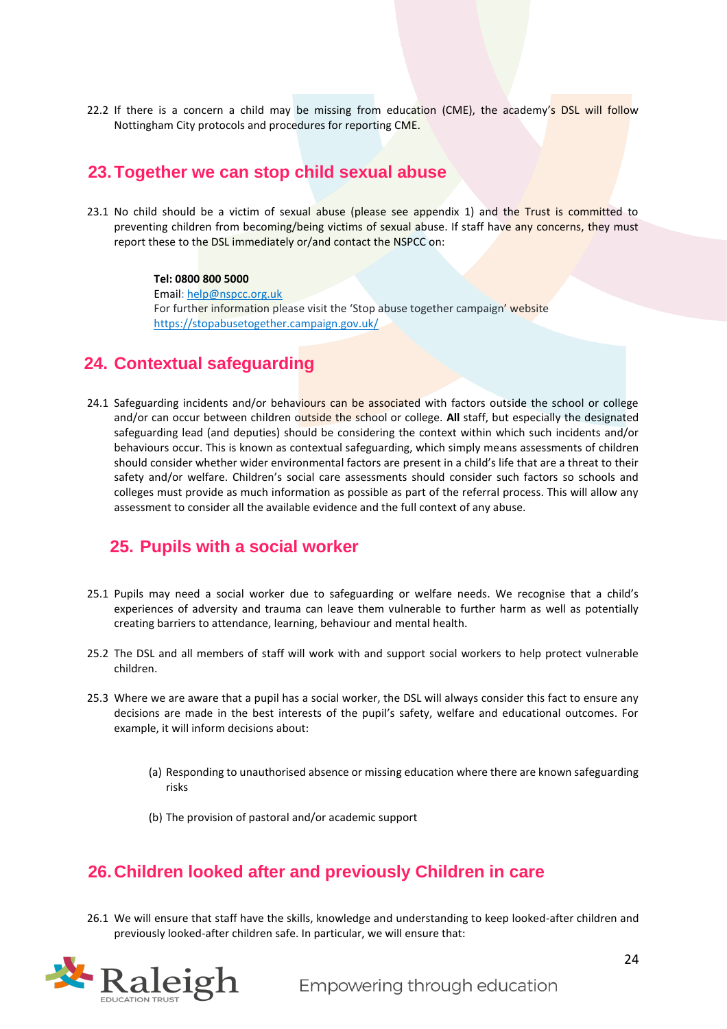22.2 If there is a concern a child may be missing from education (CME), the academy's DSL will follow Nottingham City protocols and procedures for reporting CME.

## 23. Together we can stop child sexual abuse

23.1 No child should be a victim of sexual abuse (please see appendix 1) and the Trust is committed to preventing children from becoming/being victims of sexual abuse. If staff have any concerns, they must report these to the DSL immediately or/and contact the NSPCC on:

> **Tel: 0800 800 5000**
> Email: help@nspcc.org.uk
> For further information please visit the 'Stop abuse together campaign' website
> https://stopabusetogether.campaign.gov.uk/

## 24. Contextual safeguarding

24.1 Safeguarding incidents and/or behaviours can be associated with factors outside the school or college and/or can occur between children outside the school or college. **All** staff, but especially the designated safeguarding lead (and deputies) should be considering the context within which such incidents and/or behaviours occur. This is known as contextual safeguarding, which simply means assessments of children should consider whether wider environmental factors are present in a child's life that are a threat to their safety and/or welfare. Children's social care assessments should consider such factors so schools and colleges must provide as much information as possible as part of the referral process. This will allow any assessment to consider all the available evidence and the full context of any abuse.

## 25. Pupils with a social worker

25.1 Pupils may need a social worker due to safeguarding or welfare needs. We recognise that a child's experiences of adversity and trauma can leave them vulnerable to further harm as well as potentially creating barriers to attendance, learning, behaviour and mental health.

25.2 The DSL and all members of staff will work with and support social workers to help protect vulnerable children.

25.3 Where we are aware that a pupil has a social worker, the DSL will always consider this fact to ensure any decisions are made in the best interests of the pupil's safety, welfare and educational outcomes. For example, it will inform decisions about:

(a) Responding to unauthorised absence or missing education where there are known safeguarding risks

(b) The provision of pastoral and/or academic support

## 26. Children looked after and previously Children in care

26.1 We will ensure that staff have the skills, knowledge and understanding to keep looked-after children and previously looked-after children safe. In particular, we will ensure that: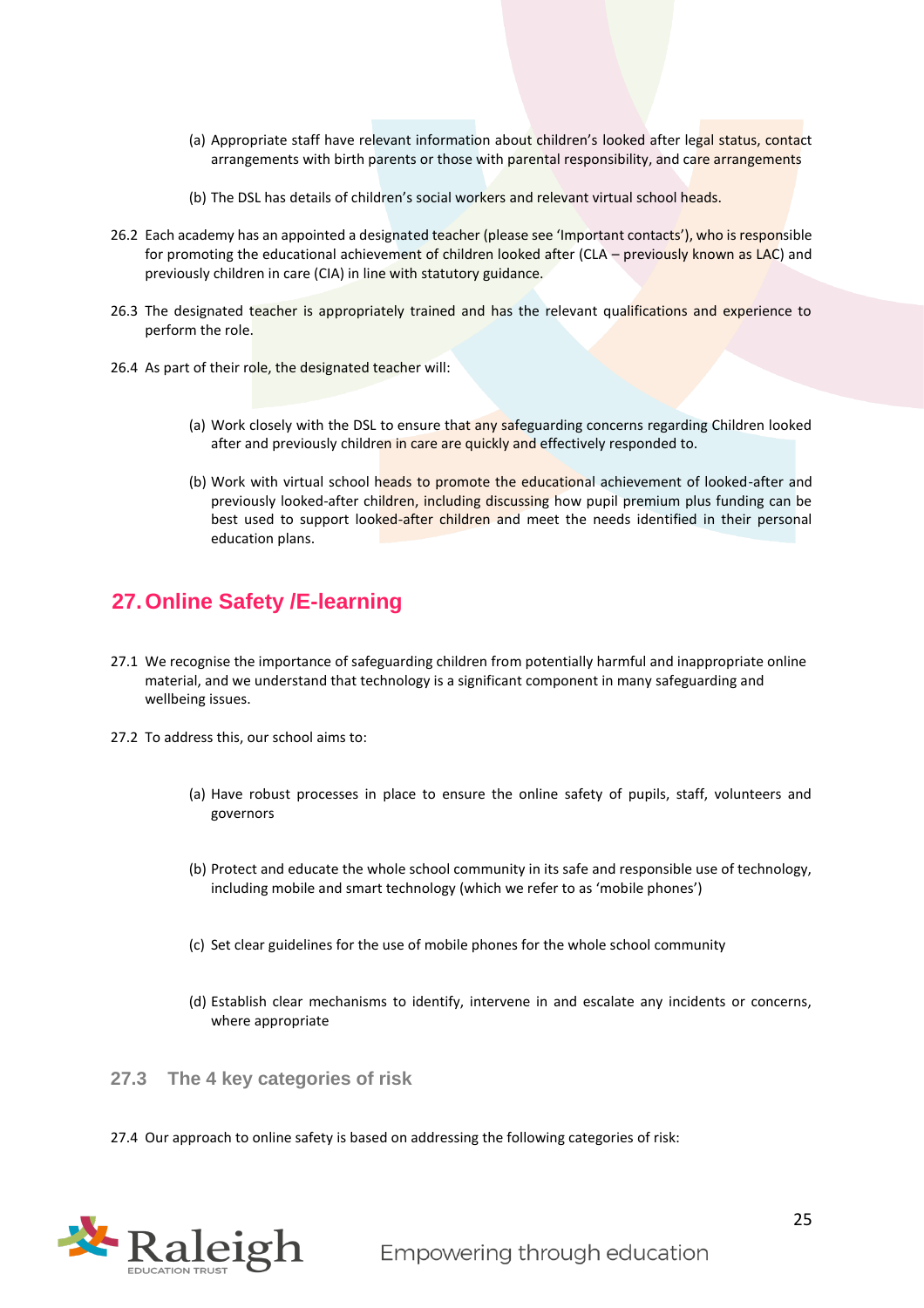(a) Appropriate staff have relevant information about children's looked after legal status, contact arrangements with birth parents or those with parental responsibility, and care arrangements

(b) The DSL has details of children's social workers and relevant virtual school heads.

26.2 Each academy has an appointed a designated teacher (please see 'Important contacts'), who is responsible for promoting the educational achievement of children looked after (CLA – previously known as LAC) and previously children in care (CIA) in line with statutory guidance.

26.3 The designated teacher is appropriately trained and has the relevant qualifications and experience to perform the role.

26.4 As part of their role, the designated teacher will:

(a) Work closely with the DSL to ensure that any safeguarding concerns regarding Children looked after and previously children in care are quickly and effectively responded to.

(b) Work with virtual school heads to promote the educational achievement of looked-after and previously looked-after children, including discussing how pupil premium plus funding can be best used to support looked-after children and meet the needs identified in their personal education plans.

## 27. Online Safety /E-learning

27.1 We recognise the importance of safeguarding children from potentially harmful and inappropriate online material, and we understand that technology is a significant component in many safeguarding and wellbeing issues.

27.2 To address this, our school aims to:

(a) Have robust processes in place to ensure the online safety of pupils, staff, volunteers and governors

(b) Protect and educate the whole school community in its safe and responsible use of technology, including mobile and smart technology (which we refer to as 'mobile phones')

(c) Set clear guidelines for the use of mobile phones for the whole school community

(d) Establish clear mechanisms to identify, intervene in and escalate any incidents or concerns, where appropriate

### 27.3 The 4 key categories of risk

27.4 Our approach to online safety is based on addressing the following categories of risk: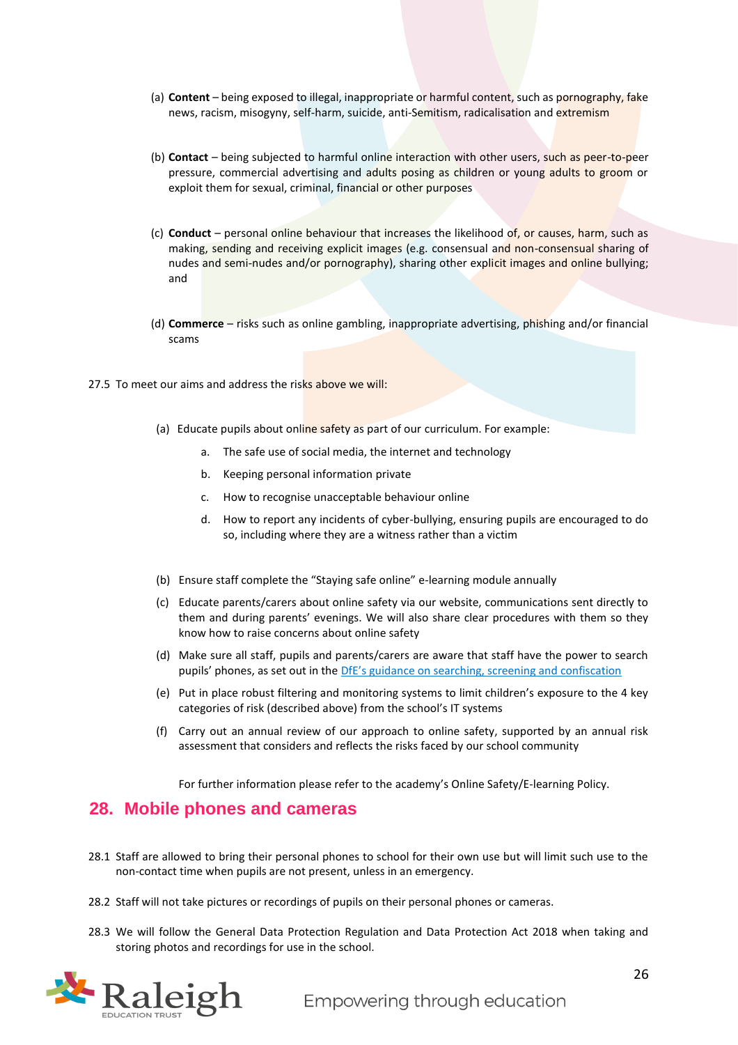(a) **Content** – being exposed to illegal, inappropriate or harmful content, such as pornography, fake news, racism, misogyny, self-harm, suicide, anti-Semitism, radicalisation and extremism

(b) **Contact** – being subjected to harmful online interaction with other users, such as peer-to-peer pressure, commercial advertising and adults posing as children or young adults to groom or exploit them for sexual, criminal, financial or other purposes

(c) **Conduct** – personal online behaviour that increases the likelihood of, or causes, harm, such as making, sending and receiving explicit images (e.g. consensual and non-consensual sharing of nudes and semi-nudes and/or pornography), sharing other explicit images and online bullying; and

(d) **Commerce** – risks such as online gambling, inappropriate advertising, phishing and/or financial scams

27.5 To meet our aims and address the risks above we will:

(a) Educate pupils about online safety as part of our curriculum. For example:

   a. The safe use of social media, the internet and technology

   b. Keeping personal information private

   c. How to recognise unacceptable behaviour online

   d. How to report any incidents of cyber-bullying, ensuring pupils are encouraged to do so, including where they are a witness rather than a victim

(b) Ensure staff complete the "Staying safe online" e-learning module annually

(c) Educate parents/carers about online safety via our website, communications sent directly to them and during parents' evenings. We will also share clear procedures with them so they know how to raise concerns about online safety

(d) Make sure all staff, pupils and parents/carers are aware that staff have the power to search pupils' phones, as set out in the DfE's guidance on searching, screening and confiscation

(e) Put in place robust filtering and monitoring systems to limit children's exposure to the 4 key categories of risk (described above) from the school's IT systems

(f) Carry out an annual review of our approach to online safety, supported by an annual risk assessment that considers and reflects the risks faced by our school community

For further information please refer to the academy's Online Safety/E-learning Policy.

## 28. Mobile phones and cameras

28.1 Staff are allowed to bring their personal phones to school for their own use but will limit such use to the non-contact time when pupils are not present, unless in an emergency.

28.2 Staff will not take pictures or recordings of pupils on their personal phones or cameras.

28.3 We will follow the General Data Protection Regulation and Data Protection Act 2018 when taking and storing photos and recordings for use in the school.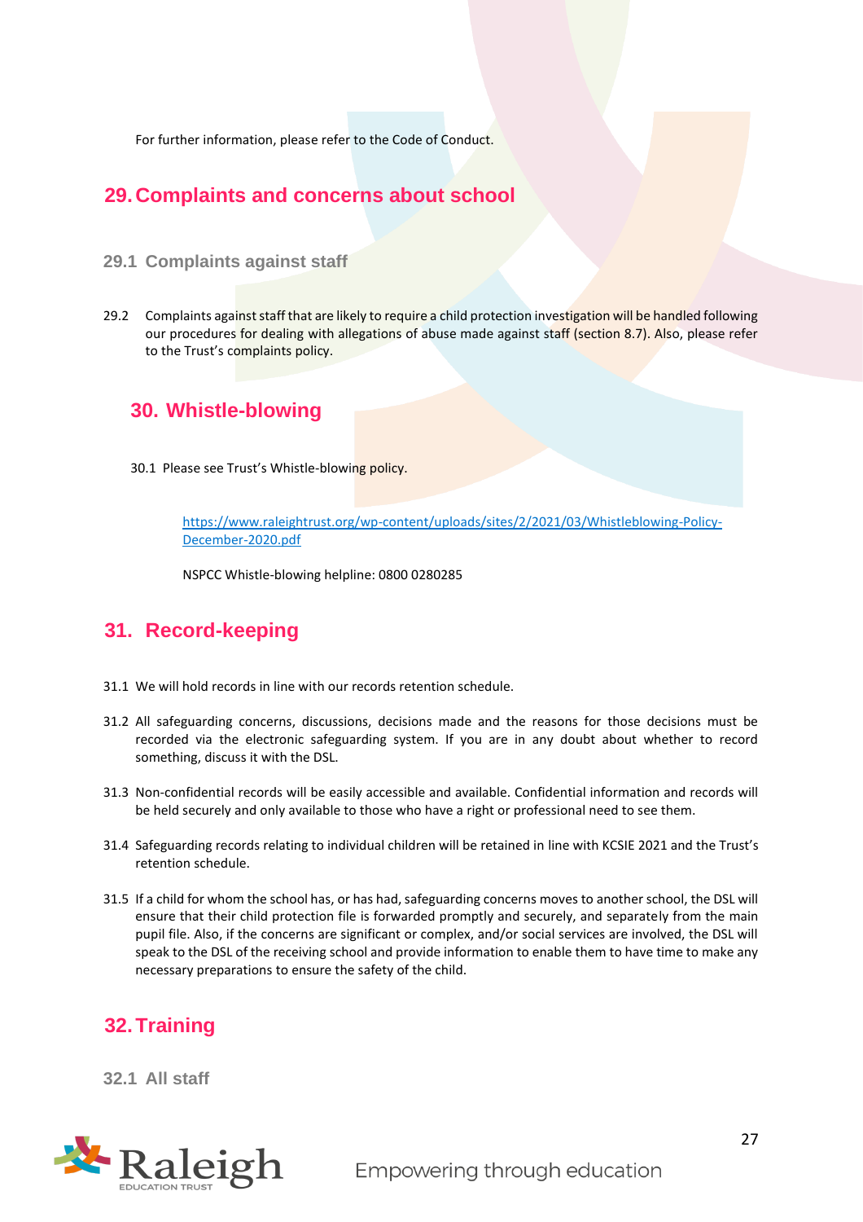For further information, please refer to the Code of Conduct.

## 29. Complaints and concerns about school

### 29.1 Complaints against staff

29.2 Complaints against staff that are likely to require a child protection investigation will be handled following our procedures for dealing with allegations of abuse made against staff (section 8.7). Also, please refer to the Trust's complaints policy.

## 30. Whistle-blowing

30.1 Please see Trust's Whistle-blowing policy.

[https://www.raleightrust.org/wp-content/uploads/sites/2/2021/03/Whistleblowing-Policy-December-2020.pdf](https://www.raleightrust.org/wp-content/uploads/sites/2/2021/03/Whistleblowing-Policy-December-2020.pdf)

NSPCC Whistle-blowing helpline: 0800 0280285

## 31. Record-keeping

31.1 We will hold records in line with our records retention schedule.

31.2 All safeguarding concerns, discussions, decisions made and the reasons for those decisions must be recorded via the electronic safeguarding system. If you are in any doubt about whether to record something, discuss it with the DSL.

31.3 Non-confidential records will be easily accessible and available. Confidential information and records will be held securely and only available to those who have a right or professional need to see them.

31.4 Safeguarding records relating to individual children will be retained in line with KCSIE 2021 and the Trust's retention schedule.

31.5 If a child for whom the school has, or has had, safeguarding concerns moves to another school, the DSL will ensure that their child protection file is forwarded promptly and securely, and separately from the main pupil file. Also, if the concerns are significant or complex, and/or social services are involved, the DSL will speak to the DSL of the receiving school and provide information to enable them to have time to make any necessary preparations to ensure the safety of the child.

## 32. Training

### 32.1 All staff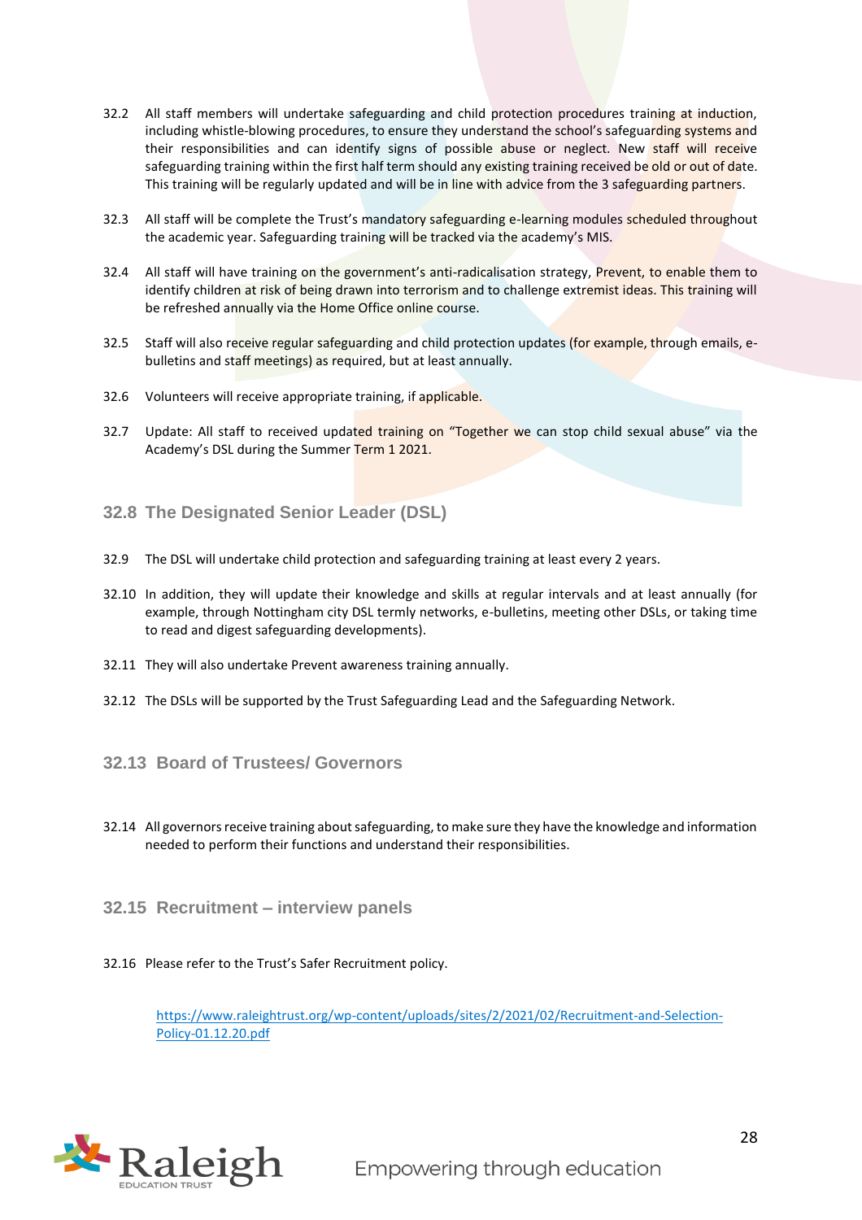32.2 All staff members will undertake safeguarding and child protection procedures training at induction, including whistle-blowing procedures, to ensure they understand the school's safeguarding systems and their responsibilities and can identify signs of possible abuse or neglect. New staff will receive safeguarding training within the first half term should any existing training received be old or out of date. This training will be regularly updated and will be in line with advice from the 3 safeguarding partners.

32.3 All staff will be complete the Trust's mandatory safeguarding e-learning modules scheduled throughout the academic year. Safeguarding training will be tracked via the academy's MIS.

32.4 All staff will have training on the government's anti-radicalisation strategy, Prevent, to enable them to identify children at risk of being drawn into terrorism and to challenge extremist ideas. This training will be refreshed annually via the Home Office online course.

32.5 Staff will also receive regular safeguarding and child protection updates (for example, through emails, e-bulletins and staff meetings) as required, but at least annually.

32.6 Volunteers will receive appropriate training, if applicable.

32.7 Update: All staff to received updated training on "Together we can stop child sexual abuse" via the Academy's DSL during the Summer Term 1 2021.

### 32.8 The Designated Senior Leader (DSL)

32.9 The DSL will undertake child protection and safeguarding training at least every 2 years.

32.10 In addition, they will update their knowledge and skills at regular intervals and at least annually (for example, through Nottingham city DSL termly networks, e-bulletins, meeting other DSLs, or taking time to read and digest safeguarding developments).

32.11 They will also undertake Prevent awareness training annually.

32.12 The DSLs will be supported by the Trust Safeguarding Lead and the Safeguarding Network.

### 32.13 Board of Trustees/ Governors

32.14 All governors receive training about safeguarding, to make sure they have the knowledge and information needed to perform their functions and understand their responsibilities.

### 32.15 Recruitment – interview panels

32.16 Please refer to the Trust's Safer Recruitment policy.

https://www.raleightrust.org/wp-content/uploads/sites/2/2021/02/Recruitment-and-Selection-Policy-01.12.20.pdf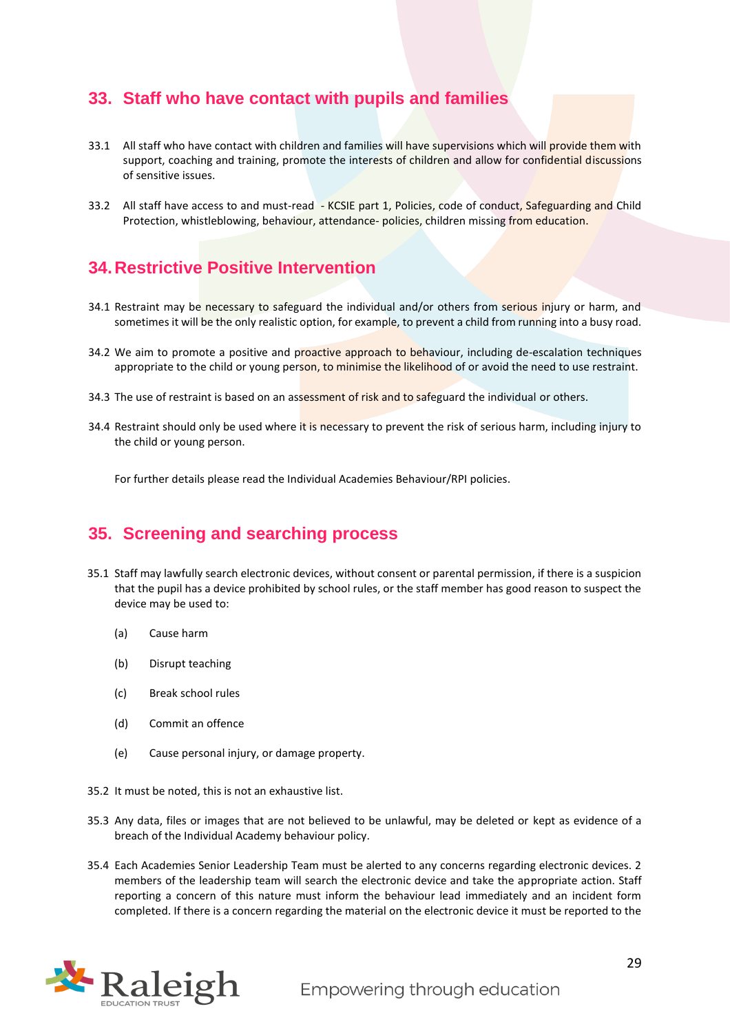## 33. Staff who have contact with pupils and families

33.1 All staff who have contact with children and families will have supervisions which will provide them with support, coaching and training, promote the interests of children and allow for confidential discussions of sensitive issues.

33.2 All staff have access to and must-read - KCSIE part 1, Policies, code of conduct, Safeguarding and Child Protection, whistleblowing, behaviour, attendance- policies, children missing from education.

## 34. Restrictive Positive Intervention

34.1 Restraint may be necessary to safeguard the individual and/or others from serious injury or harm, and sometimes it will be the only realistic option, for example, to prevent a child from running into a busy road.

34.2 We aim to promote a positive and proactive approach to behaviour, including de-escalation techniques appropriate to the child or young person, to minimise the likelihood of or avoid the need to use restraint.

34.3 The use of restraint is based on an assessment of risk and to safeguard the individual or others.

34.4 Restraint should only be used where it is necessary to prevent the risk of serious harm, including injury to the child or young person.

For further details please read the Individual Academies Behaviour/RPI policies.

## 35. Screening and searching process

35.1 Staff may lawfully search electronic devices, without consent or parental permission, if there is a suspicion that the pupil has a device prohibited by school rules, or the staff member has good reason to suspect the device may be used to:

(a) Cause harm

(b) Disrupt teaching

(c) Break school rules

(d) Commit an offence

(e) Cause personal injury, or damage property.

35.2 It must be noted, this is not an exhaustive list.

35.3 Any data, files or images that are not believed to be unlawful, may be deleted or kept as evidence of a breach of the Individual Academy behaviour policy.

35.4 Each Academies Senior Leadership Team must be alerted to any concerns regarding electronic devices. 2 members of the leadership team will search the electronic device and take the appropriate action. Staff reporting a concern of this nature must inform the behaviour lead immediately and an incident form completed. If there is a concern regarding the material on the electronic device it must be reported to the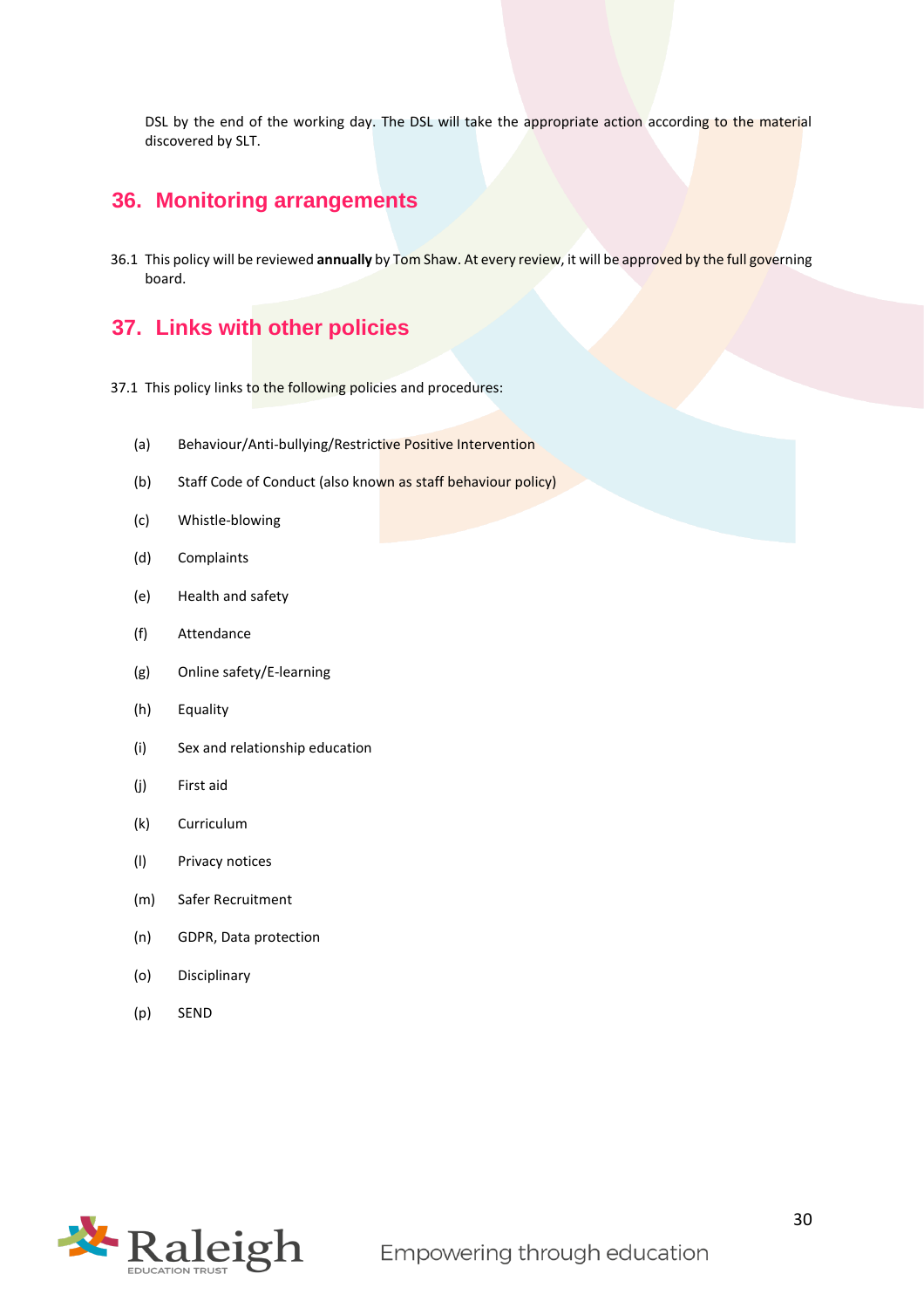DSL by the end of the working day. The DSL will take the appropriate action according to the material discovered by SLT.

## 36. Monitoring arrangements

36.1 This policy will be reviewed **annually** by Tom Shaw. At every review, it will be approved by the full governing board.

## 37. Links with other policies

37.1 This policy links to the following policies and procedures:

(a) Behaviour/Anti-bullying/Restrictive Positive Intervention

(b) Staff Code of Conduct (also known as staff behaviour policy)

(c) Whistle-blowing

(d) Complaints

(e) Health and safety

(f) Attendance

(g) Online safety/E-learning

(h) Equality

(i) Sex and relationship education

(j) First aid

(k) Curriculum

(l) Privacy notices

(m) Safer Recruitment

(n) GDPR, Data protection

(o) Disciplinary

(p) SEND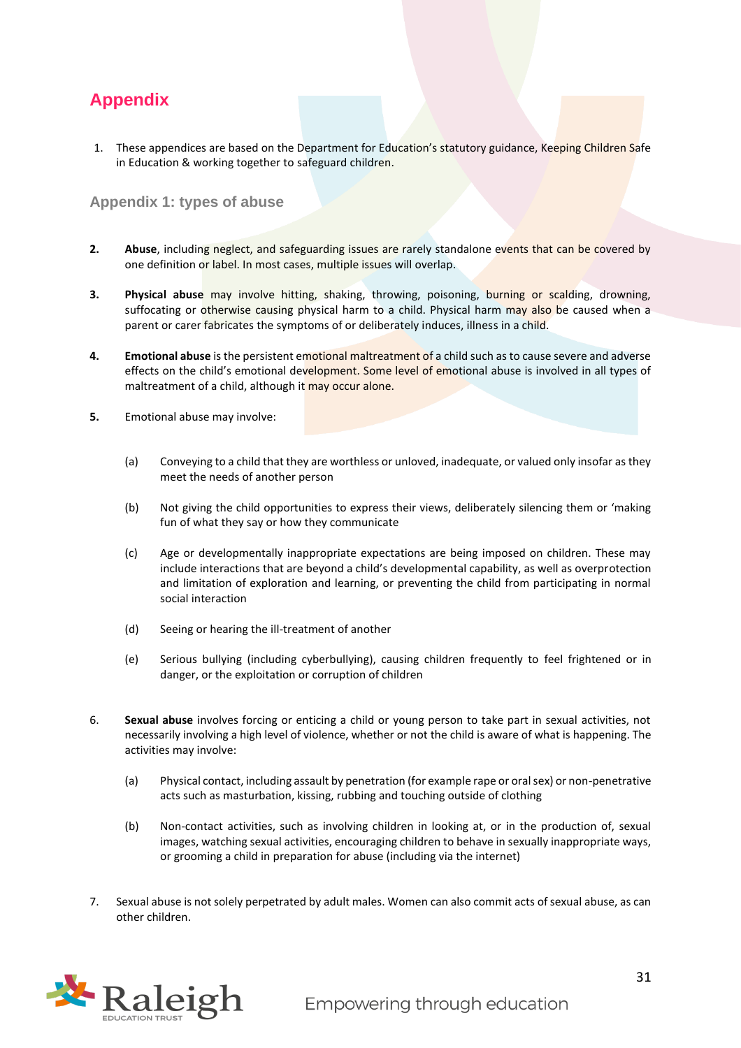## Appendix

1. These appendices are based on the Department for Education's statutory guidance, Keeping Children Safe in Education & working together to safeguard children.

### Appendix 1: types of abuse

**2.** **Abuse**, including neglect, and safeguarding issues are rarely standalone events that can be covered by one definition or label. In most cases, multiple issues will overlap.

**3.** **Physical abuse** may involve hitting, shaking, throwing, poisoning, burning or scalding, drowning, suffocating or otherwise causing physical harm to a child. Physical harm may also be caused when a parent or carer fabricates the symptoms of or deliberately induces, illness in a child.

**4.** **Emotional abuse** is the persistent emotional maltreatment of a child such as to cause severe and adverse effects on the child's emotional development. Some level of emotional abuse is involved in all types of maltreatment of a child, although it may occur alone.

**5.** Emotional abuse may involve:

(a) Conveying to a child that they are worthless or unloved, inadequate, or valued only insofar as they meet the needs of another person

(b) Not giving the child opportunities to express their views, deliberately silencing them or 'making fun of what they say or how they communicate

(c) Age or developmentally inappropriate expectations are being imposed on children. These may include interactions that are beyond a child's developmental capability, as well as overprotection and limitation of exploration and learning, or preventing the child from participating in normal social interaction

(d) Seeing or hearing the ill-treatment of another

(e) Serious bullying (including cyberbullying), causing children frequently to feel frightened or in danger, or the exploitation or corruption of children

6. **Sexual abuse** involves forcing or enticing a child or young person to take part in sexual activities, not necessarily involving a high level of violence, whether or not the child is aware of what is happening. The activities may involve:

(a) Physical contact, including assault by penetration (for example rape or oral sex) or non-penetrative acts such as masturbation, kissing, rubbing and touching outside of clothing

(b) Non-contact activities, such as involving children in looking at, or in the production of, sexual images, watching sexual activities, encouraging children to behave in sexually inappropriate ways, or grooming a child in preparation for abuse (including via the internet)

7. Sexual abuse is not solely perpetrated by adult males. Women can also commit acts of sexual abuse, as can other children.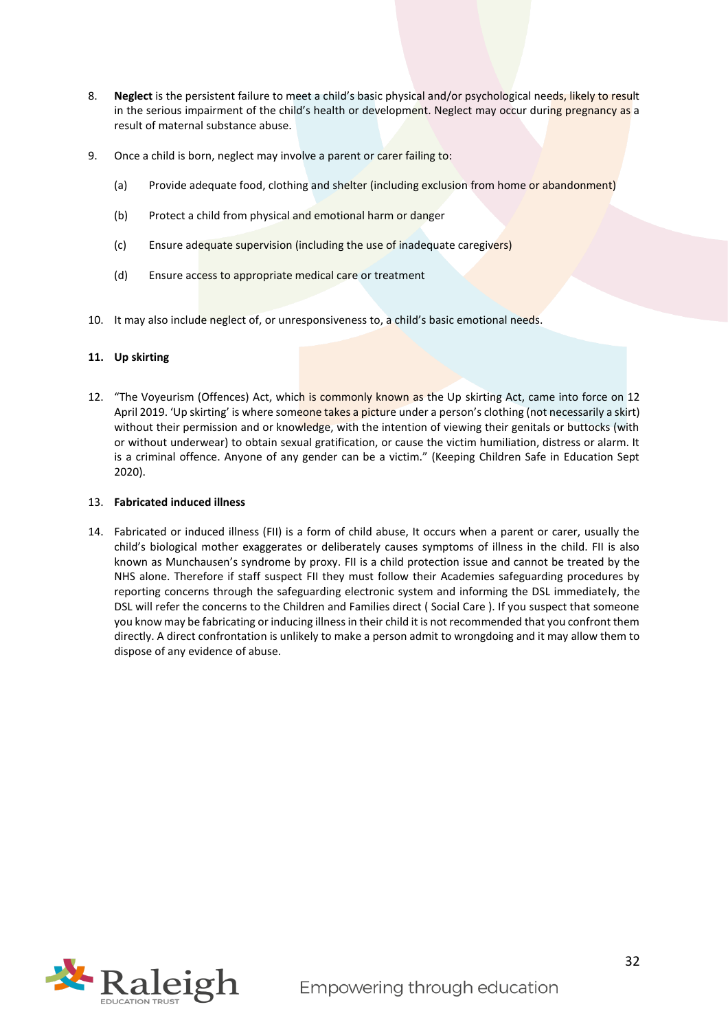8. **Neglect** is the persistent failure to meet a child's basic physical and/or psychological needs, likely to result in the serious impairment of the child's health or development. Neglect may occur during pregnancy as a result of maternal substance abuse.

9. Once a child is born, neglect may involve a parent or carer failing to:

   (a) Provide adequate food, clothing and shelter (including exclusion from home or abandonment)

   (b) Protect a child from physical and emotional harm or danger

   (c) Ensure adequate supervision (including the use of inadequate caregivers)

   (d) Ensure access to appropriate medical care or treatment

10. It may also include neglect of, or unresponsiveness to, a child's basic emotional needs.

11. **Up skirting**

12. "The Voyeurism (Offences) Act, which is commonly known as the Up skirting Act, came into force on 12 April 2019. 'Up skirting' is where someone takes a picture under a person's clothing (not necessarily a skirt) without their permission and or knowledge, with the intention of viewing their genitals or buttocks (with or without underwear) to obtain sexual gratification, or cause the victim humiliation, distress or alarm. It is a criminal offence. Anyone of any gender can be a victim." (Keeping Children Safe in Education Sept 2020).

13. **Fabricated induced illness**

14. Fabricated or induced illness (FII) is a form of child abuse, It occurs when a parent or carer, usually the child's biological mother exaggerates or deliberately causes symptoms of illness in the child. FII is also known as Munchausen's syndrome by proxy. FII is a child protection issue and cannot be treated by the NHS alone. Therefore if staff suspect FII they must follow their Academies safeguarding procedures by reporting concerns through the safeguarding electronic system and informing the DSL immediately, the DSL will refer the concerns to the Children and Families direct ( Social Care ). If you suspect that someone you know may be fabricating or inducing illness in their child it is not recommended that you confront them directly. A direct confrontation is unlikely to make a person admit to wrongdoing and it may allow them to dispose of any evidence of abuse.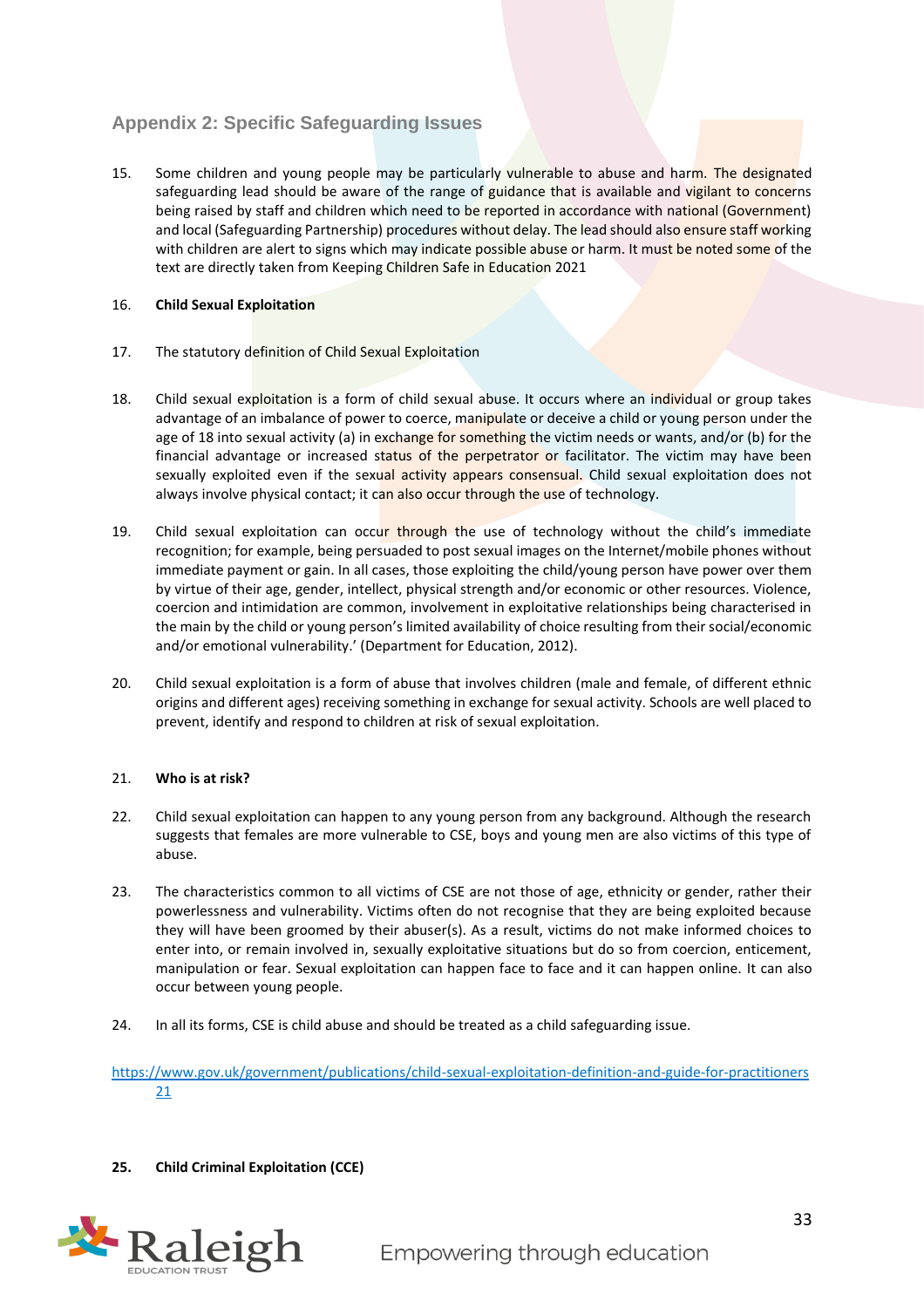## Appendix 2: Specific Safeguarding Issues

15. Some children and young people may be particularly vulnerable to abuse and harm. The designated safeguarding lead should be aware of the range of guidance that is available and vigilant to concerns being raised by staff and children which need to be reported in accordance with national (Government) and local (Safeguarding Partnership) procedures without delay. The lead should also ensure staff working with children are alert to signs which may indicate possible abuse or harm. It must be noted some of the text are directly taken from Keeping Children Safe in Education 2021

16. **Child Sexual Exploitation**

17. The statutory definition of Child Sexual Exploitation

18. Child sexual exploitation is a form of child sexual abuse. It occurs where an individual or group takes advantage of an imbalance of power to coerce, manipulate or deceive a child or young person under the age of 18 into sexual activity (a) in exchange for something the victim needs or wants, and/or (b) for the financial advantage or increased status of the perpetrator or facilitator. The victim may have been sexually exploited even if the sexual activity appears consensual. Child sexual exploitation does not always involve physical contact; it can also occur through the use of technology.

19. Child sexual exploitation can occur through the use of technology without the child's immediate recognition; for example, being persuaded to post sexual images on the Internet/mobile phones without immediate payment or gain. In all cases, those exploiting the child/young person have power over them by virtue of their age, gender, intellect, physical strength and/or economic or other resources. Violence, coercion and intimidation are common, involvement in exploitative relationships being characterised in the main by the child or young person's limited availability of choice resulting from their social/economic and/or emotional vulnerability.' (Department for Education, 2012).

20. Child sexual exploitation is a form of abuse that involves children (male and female, of different ethnic origins and different ages) receiving something in exchange for sexual activity. Schools are well placed to prevent, identify and respond to children at risk of sexual exploitation.

21. **Who is at risk?**

22. Child sexual exploitation can happen to any young person from any background. Although the research suggests that females are more vulnerable to CSE, boys and young men are also victims of this type of abuse.

23. The characteristics common to all victims of CSE are not those of age, ethnicity or gender, rather their powerlessness and vulnerability. Victims often do not recognise that they are being exploited because they will have been groomed by their abuser(s). As a result, victims do not make informed choices to enter into, or remain involved in, sexually exploitative situations but do so from coercion, enticement, manipulation or fear. Sexual exploitation can happen face to face and it can happen online. It can also occur between young people.

24. In all its forms, CSE is child abuse and should be treated as a child safeguarding issue.

https://www.gov.uk/government/publications/child-sexual-exploitation-definition-and-guide-for-practitioners 21

25. **Child Criminal Exploitation (CCE)**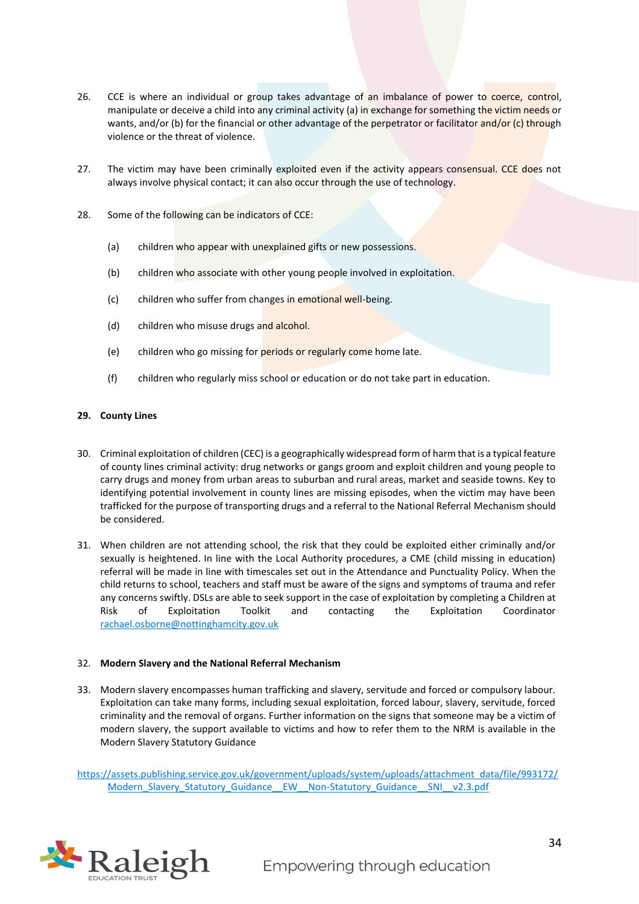26. CCE is where an individual or group takes advantage of an imbalance of power to coerce, control, manipulate or deceive a child into any criminal activity (a) in exchange for something the victim needs or wants, and/or (b) for the financial or other advantage of the perpetrator or facilitator and/or (c) through violence or the threat of violence.

27. The victim may have been criminally exploited even if the activity appears consensual. CCE does not always involve physical contact; it can also occur through the use of technology.

28. Some of the following can be indicators of CCE:

    (a) children who appear with unexplained gifts or new possessions.

    (b) children who associate with other young people involved in exploitation.

    (c) children who suffer from changes in emotional well-being.

    (d) children who misuse drugs and alcohol.

    (e) children who go missing for periods or regularly come home late.

    (f) children who regularly miss school or education or do not take part in education.

**29. County Lines**

30. Criminal exploitation of children (CEC) is a geographically widespread form of harm that is a typical feature of county lines criminal activity: drug networks or gangs groom and exploit children and young people to carry drugs and money from urban areas to suburban and rural areas, market and seaside towns. Key to identifying potential involvement in county lines are missing episodes, when the victim may have been trafficked for the purpose of transporting drugs and a referral to the National Referral Mechanism should be considered.

31. When children are not attending school, the risk that they could be exploited either criminally and/or sexually is heightened. In line with the Local Authority procedures, a CME (child missing in education) referral will be made in line with timescales set out in the Attendance and Punctuality Policy. When the child returns to school, teachers and staff must be aware of the signs and symptoms of trauma and refer any concerns swiftly. DSLs are able to seek support in the case of exploitation by completing a Children at Risk of Exploitation Toolkit and contacting the Exploitation Coordinator rachael.osborne@nottinghamcity.gov.uk

32. **Modern Slavery and the National Referral Mechanism**

33. Modern slavery encompasses human trafficking and slavery, servitude and forced or compulsory labour. Exploitation can take many forms, including sexual exploitation, forced labour, slavery, servitude, forced criminality and the removal of organs. Further information on the signs that someone may be a victim of modern slavery, the support available to victims and how to refer them to the NRM is available in the Modern Slavery Statutory Guidance

https://assets.publishing.service.gov.uk/government/uploads/system/uploads/attachment_data/file/993172/Modern_Slavery_Statutory_Guidance__EW__Non-Statutory_Guidance__SNI__v2.3.pdf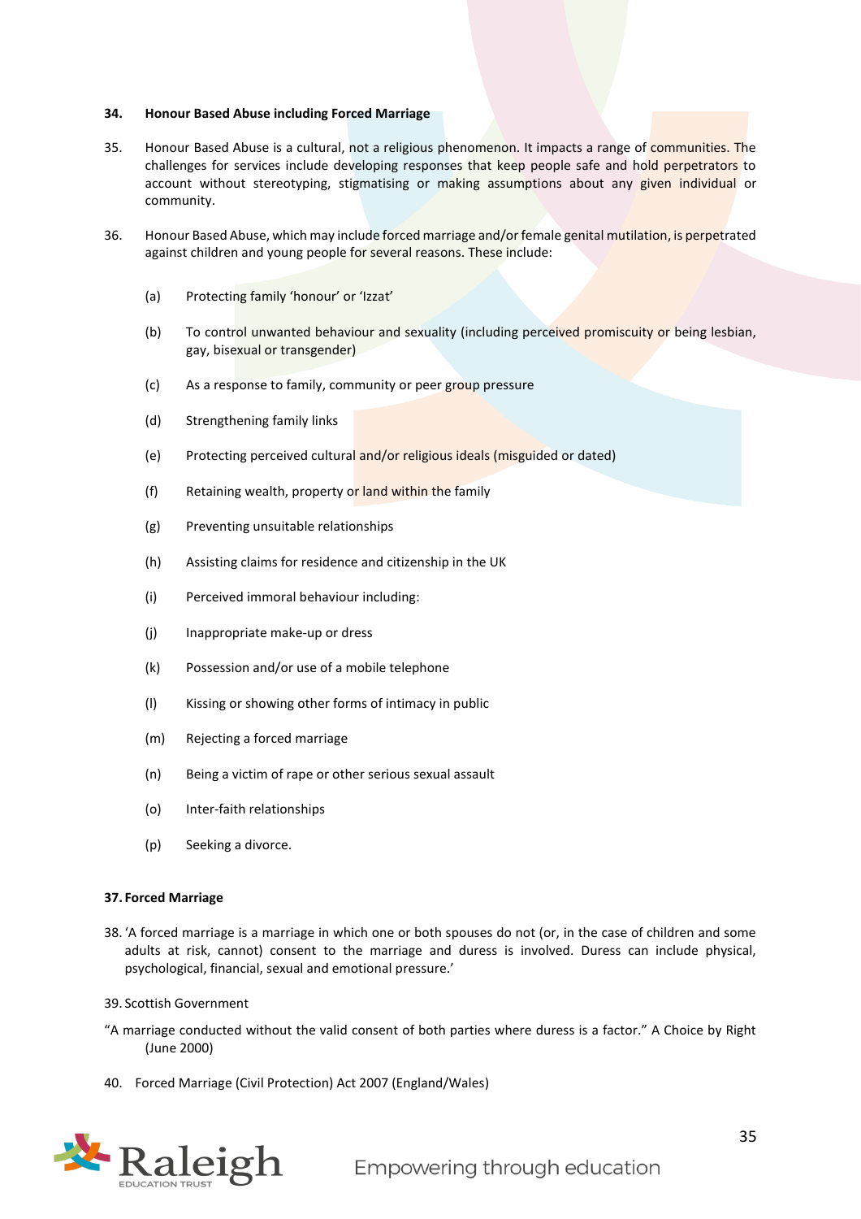**34. Honour Based Abuse including Forced Marriage**

35. Honour Based Abuse is a cultural, not a religious phenomenon. It impacts a range of communities. The challenges for services include developing responses that keep people safe and hold perpetrators to account without stereotyping, stigmatising or making assumptions about any given individual or community.

36. Honour Based Abuse, which may include forced marriage and/or female genital mutilation, is perpetrated against children and young people for several reasons. These include:

(a) Protecting family 'honour' or 'Izzat'

(b) To control unwanted behaviour and sexuality (including perceived promiscuity or being lesbian, gay, bisexual or transgender)

(c) As a response to family, community or peer group pressure

(d) Strengthening family links

(e) Protecting perceived cultural and/or religious ideals (misguided or dated)

(f) Retaining wealth, property or land within the family

(g) Preventing unsuitable relationships

(h) Assisting claims for residence and citizenship in the UK

(i) Perceived immoral behaviour including:

(j) Inappropriate make-up or dress

(k) Possession and/or use of a mobile telephone

(l) Kissing or showing other forms of intimacy in public

(m) Rejecting a forced marriage

(n) Being a victim of rape or other serious sexual assault

(o) Inter-faith relationships

(p) Seeking a divorce.

**37. Forced Marriage**

38. 'A forced marriage is a marriage in which one or both spouses do not (or, in the case of children and some adults at risk, cannot) consent to the marriage and duress is involved. Duress can include physical, psychological, financial, sexual and emotional pressure.'

39. Scottish Government

"A marriage conducted without the valid consent of both parties where duress is a factor." A Choice by Right (June 2000)

40. Forced Marriage (Civil Protection) Act 2007 (England/Wales)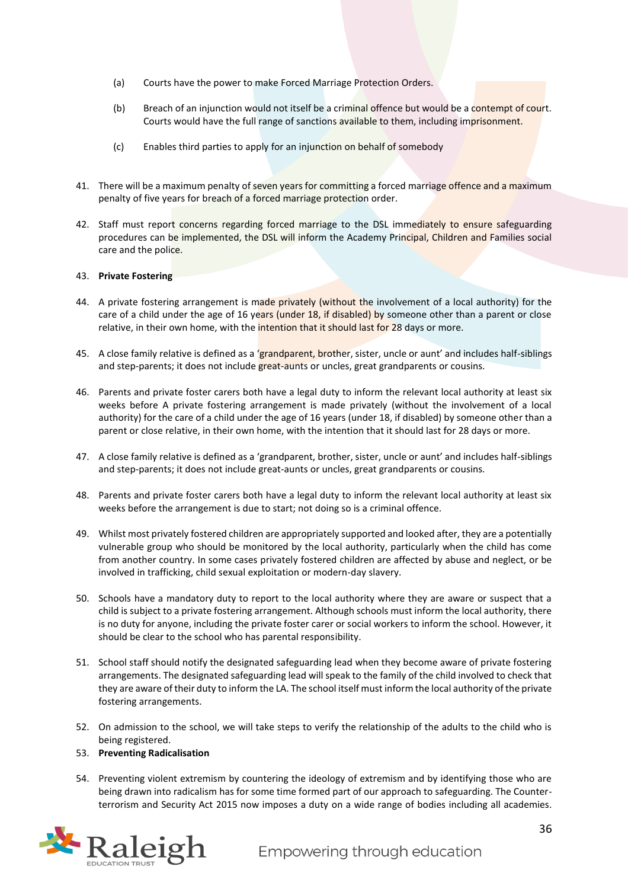(a) Courts have the power to make Forced Marriage Protection Orders.

(b) Breach of an injunction would not itself be a criminal offence but would be a contempt of court. Courts would have the full range of sanctions available to them, including imprisonment.

(c) Enables third parties to apply for an injunction on behalf of somebody

41. There will be a maximum penalty of seven years for committing a forced marriage offence and a maximum penalty of five years for breach of a forced marriage protection order.

42. Staff must report concerns regarding forced marriage to the DSL immediately to ensure safeguarding procedures can be implemented, the DSL will inform the Academy Principal, Children and Families social care and the police.

43. **Private Fostering**

44. A private fostering arrangement is made privately (without the involvement of a local authority) for the care of a child under the age of 16 years (under 18, if disabled) by someone other than a parent or close relative, in their own home, with the intention that it should last for 28 days or more.

45. A close family relative is defined as a 'grandparent, brother, sister, uncle or aunt' and includes half-siblings and step-parents; it does not include great-aunts or uncles, great grandparents or cousins.

46. Parents and private foster carers both have a legal duty to inform the relevant local authority at least six weeks before A private fostering arrangement is made privately (without the involvement of a local authority) for the care of a child under the age of 16 years (under 18, if disabled) by someone other than a parent or close relative, in their own home, with the intention that it should last for 28 days or more.

47. A close family relative is defined as a 'grandparent, brother, sister, uncle or aunt' and includes half-siblings and step-parents; it does not include great-aunts or uncles, great grandparents or cousins.

48. Parents and private foster carers both have a legal duty to inform the relevant local authority at least six weeks before the arrangement is due to start; not doing so is a criminal offence.

49. Whilst most privately fostered children are appropriately supported and looked after, they are a potentially vulnerable group who should be monitored by the local authority, particularly when the child has come from another country. In some cases privately fostered children are affected by abuse and neglect, or be involved in trafficking, child sexual exploitation or modern-day slavery.

50. Schools have a mandatory duty to report to the local authority where they are aware or suspect that a child is subject to a private fostering arrangement. Although schools must inform the local authority, there is no duty for anyone, including the private foster carer or social workers to inform the school. However, it should be clear to the school who has parental responsibility.

51. School staff should notify the designated safeguarding lead when they become aware of private fostering arrangements. The designated safeguarding lead will speak to the family of the child involved to check that they are aware of their duty to inform the LA. The school itself must inform the local authority of the private fostering arrangements.

52. On admission to the school, we will take steps to verify the relationship of the adults to the child who is being registered.

53. **Preventing Radicalisation**

54. Preventing violent extremism by countering the ideology of extremism and by identifying those who are being drawn into radicalism has for some time formed part of our approach to safeguarding. The Counter-terrorism and Security Act 2015 now imposes a duty on a wide range of bodies including all academies.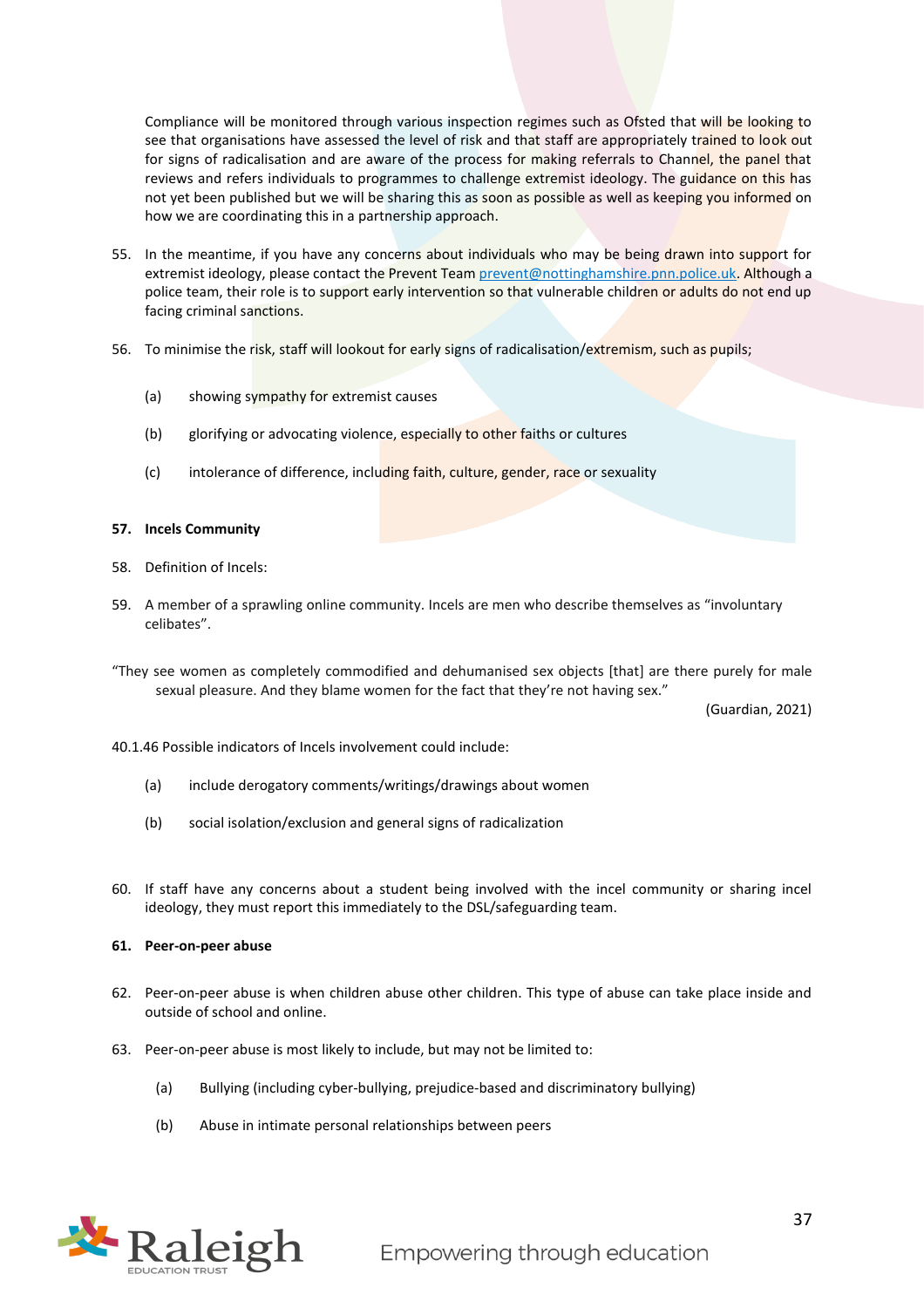Compliance will be monitored through various inspection regimes such as Ofsted that will be looking to see that organisations have assessed the level of risk and that staff are appropriately trained to look out for signs of radicalisation and are aware of the process for making referrals to Channel, the panel that reviews and refers individuals to programmes to challenge extremist ideology. The guidance on this has not yet been published but we will be sharing this as soon as possible as well as keeping you informed on how we are coordinating this in a partnership approach.

55. In the meantime, if you have any concerns about individuals who may be being drawn into support for extremist ideology, please contact the Prevent Team prevent@nottinghamshire.pnn.police.uk. Although a police team, their role is to support early intervention so that vulnerable children or adults do not end up facing criminal sanctions.

56. To minimise the risk, staff will lookout for early signs of radicalisation/extremism, such as pupils;

    (a) showing sympathy for extremist causes

    (b) glorifying or advocating violence, especially to other faiths or cultures

    (c) intolerance of difference, including faith, culture, gender, race or sexuality

**57. Incels Community**

58. Definition of Incels:

59. A member of a sprawling online community. Incels are men who describe themselves as “involuntary celibates”.

“They see women as completely commodified and dehumanised sex objects [that] are there purely for male sexual pleasure. And they blame women for the fact that they’re not having sex.”

(Guardian, 2021)

40.1.46 Possible indicators of Incels involvement could include:

    (a) include derogatory comments/writings/drawings about women

    (b) social isolation/exclusion and general signs of radicalization

60. If staff have any concerns about a student being involved with the incel community or sharing incel ideology, they must report this immediately to the DSL/safeguarding team.

**61. Peer-on-peer abuse**

62. Peer-on-peer abuse is when children abuse other children. This type of abuse can take place inside and outside of school and online.

63. Peer-on-peer abuse is most likely to include, but may not be limited to:

    (a) Bullying (including cyber-bullying, prejudice-based and discriminatory bullying)

    (b) Abuse in intimate personal relationships between peers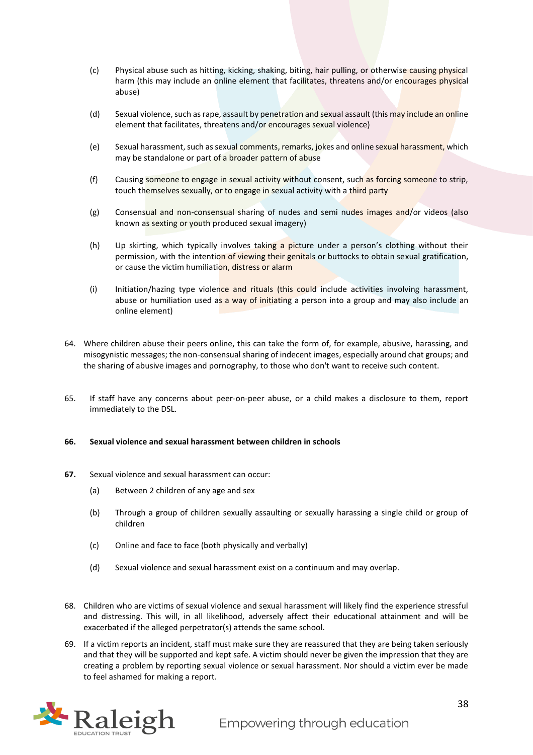(c) Physical abuse such as hitting, kicking, shaking, biting, hair pulling, or otherwise causing physical harm (this may include an online element that facilitates, threatens and/or encourages physical abuse)

(d) Sexual violence, such as rape, assault by penetration and sexual assault (this may include an online element that facilitates, threatens and/or encourages sexual violence)

(e) Sexual harassment, such as sexual comments, remarks, jokes and online sexual harassment, which may be standalone or part of a broader pattern of abuse

(f) Causing someone to engage in sexual activity without consent, such as forcing someone to strip, touch themselves sexually, or to engage in sexual activity with a third party

(g) Consensual and non-consensual sharing of nudes and semi nudes images and/or videos (also known as sexting or youth produced sexual imagery)

(h) Up skirting, which typically involves taking a picture under a person's clothing without their permission, with the intention of viewing their genitals or buttocks to obtain sexual gratification, or cause the victim humiliation, distress or alarm

(i) Initiation/hazing type violence and rituals (this could include activities involving harassment, abuse or humiliation used as a way of initiating a person into a group and may also include an online element)

64. Where children abuse their peers online, this can take the form of, for example, abusive, harassing, and misogynistic messages; the non-consensual sharing of indecent images, especially around chat groups; and the sharing of abusive images and pornography, to those who don't want to receive such content.

65. If staff have any concerns about peer-on-peer abuse, or a child makes a disclosure to them, report immediately to the DSL.

**66. Sexual violence and sexual harassment between children in schools**

**67.** Sexual violence and sexual harassment can occur:

(a) Between 2 children of any age and sex

(b) Through a group of children sexually assaulting or sexually harassing a single child or group of children

(c) Online and face to face (both physically and verbally)

(d) Sexual violence and sexual harassment exist on a continuum and may overlap.

68. Children who are victims of sexual violence and sexual harassment will likely find the experience stressful and distressing. This will, in all likelihood, adversely affect their educational attainment and will be exacerbated if the alleged perpetrator(s) attends the same school.

69. If a victim reports an incident, staff must make sure they are reassured that they are being taken seriously and that they will be supported and kept safe. A victim should never be given the impression that they are creating a problem by reporting sexual violence or sexual harassment. Nor should a victim ever be made to feel ashamed for making a report.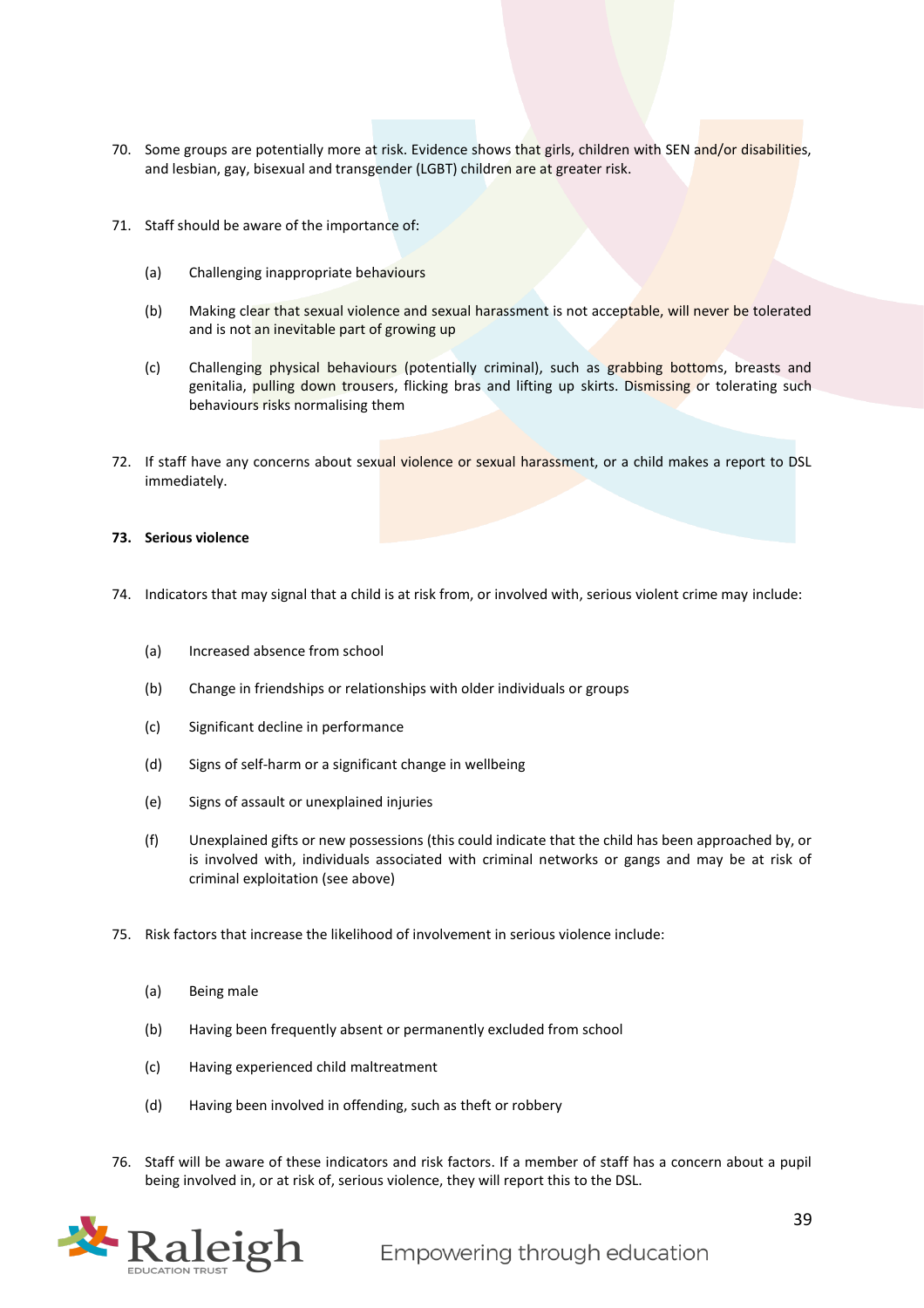70. Some groups are potentially more at risk. Evidence shows that girls, children with SEN and/or disabilities, and lesbian, gay, bisexual and transgender (LGBT) children are at greater risk.

71. Staff should be aware of the importance of:

    (a) Challenging inappropriate behaviours

    (b) Making clear that sexual violence and sexual harassment is not acceptable, will never be tolerated and is not an inevitable part of growing up

    (c) Challenging physical behaviours (potentially criminal), such as grabbing bottoms, breasts and genitalia, pulling down trousers, flicking bras and lifting up skirts. Dismissing or tolerating such behaviours risks normalising them

72. If staff have any concerns about sexual violence or sexual harassment, or a child makes a report to DSL immediately.

**73. Serious violence**

74. Indicators that may signal that a child is at risk from, or involved with, serious violent crime may include:

    (a) Increased absence from school

    (b) Change in friendships or relationships with older individuals or groups

    (c) Significant decline in performance

    (d) Signs of self-harm or a significant change in wellbeing

    (e) Signs of assault or unexplained injuries

    (f) Unexplained gifts or new possessions (this could indicate that the child has been approached by, or is involved with, individuals associated with criminal networks or gangs and may be at risk of criminal exploitation (see above)

75. Risk factors that increase the likelihood of involvement in serious violence include:

    (a) Being male

    (b) Having been frequently absent or permanently excluded from school

    (c) Having experienced child maltreatment

    (d) Having been involved in offending, such as theft or robbery

76. Staff will be aware of these indicators and risk factors. If a member of staff has a concern about a pupil being involved in, or at risk of, serious violence, they will report this to the DSL.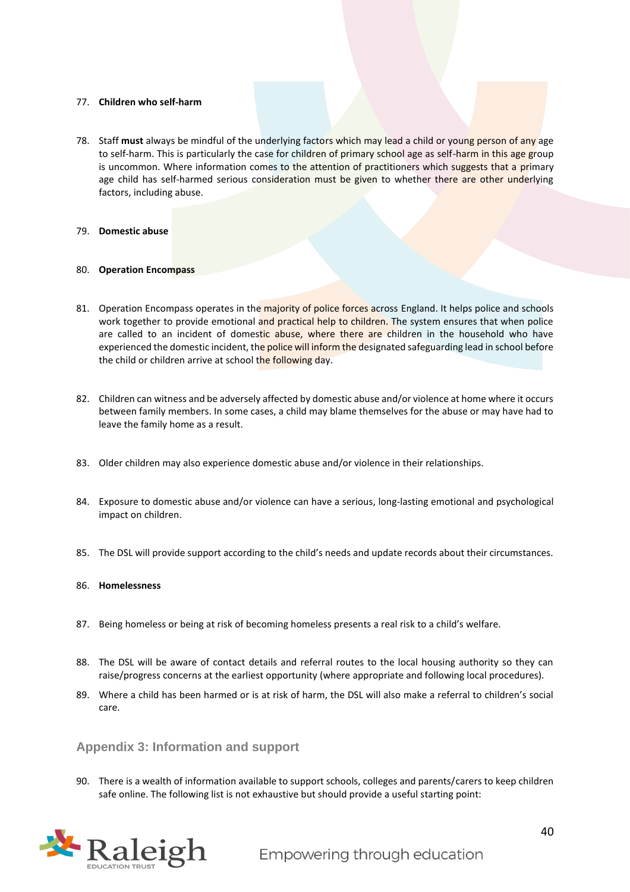77. **Children who self-harm**

78. Staff **must** always be mindful of the underlying factors which may lead a child or young person of any age to self-harm. This is particularly the case for children of primary school age as self-harm in this age group is uncommon. Where information comes to the attention of practitioners which suggests that a primary age child has self-harmed serious consideration must be given to whether there are other underlying factors, including abuse.

79. **Domestic abuse**

80. **Operation Encompass**

81. Operation Encompass operates in the majority of police forces across England. It helps police and schools work together to provide emotional and practical help to children. The system ensures that when police are called to an incident of domestic abuse, where there are children in the household who have experienced the domestic incident, the police will inform the designated safeguarding lead in school before the child or children arrive at school the following day.

82. Children can witness and be adversely affected by domestic abuse and/or violence at home where it occurs between family members. In some cases, a child may blame themselves for the abuse or may have had to leave the family home as a result.

83. Older children may also experience domestic abuse and/or violence in their relationships.

84. Exposure to domestic abuse and/or violence can have a serious, long-lasting emotional and psychological impact on children.

85. The DSL will provide support according to the child's needs and update records about their circumstances.

86. **Homelessness**

87. Being homeless or being at risk of becoming homeless presents a real risk to a child's welfare.

88. The DSL will be aware of contact details and referral routes to the local housing authority so they can raise/progress concerns at the earliest opportunity (where appropriate and following local procedures).

89. Where a child has been harmed or is at risk of harm, the DSL will also make a referral to children's social care.

## Appendix 3: Information and support

90. There is a wealth of information available to support schools, colleges and parents/carers to keep children safe online. The following list is not exhaustive but should provide a useful starting point: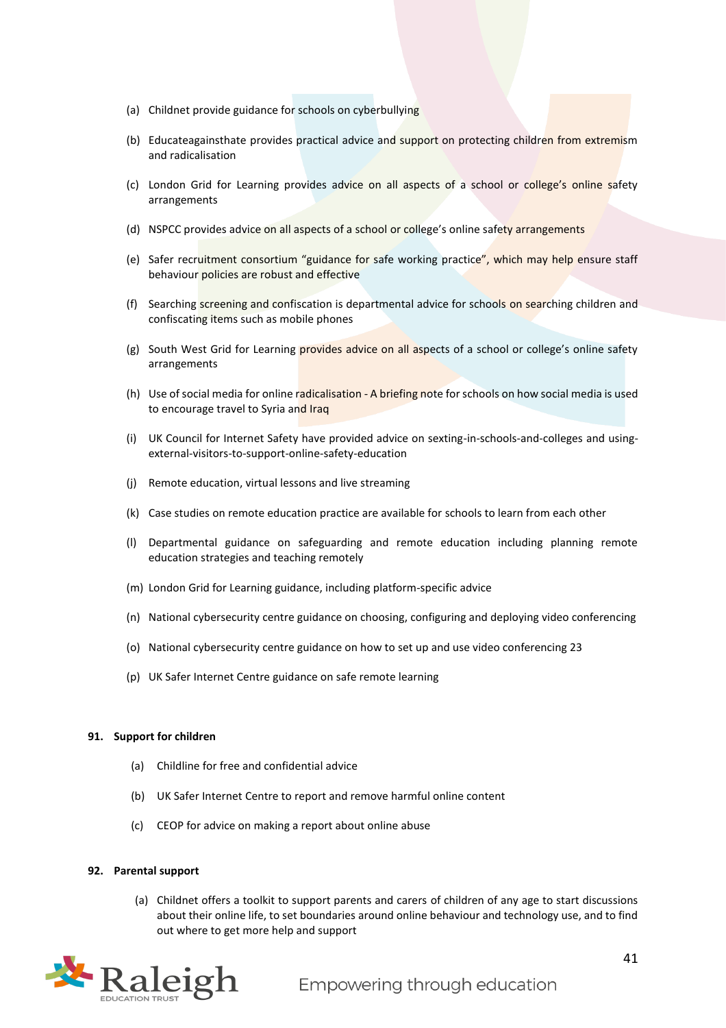(a) Childnet provide guidance for schools on cyberbullying

(b) Educateagainsthate provides practical advice and support on protecting children from extremism and radicalisation

(c) London Grid for Learning provides advice on all aspects of a school or college's online safety arrangements

(d) NSPCC provides advice on all aspects of a school or college's online safety arrangements

(e) Safer recruitment consortium "guidance for safe working practice", which may help ensure staff behaviour policies are robust and effective

(f) Searching screening and confiscation is departmental advice for schools on searching children and confiscating items such as mobile phones

(g) South West Grid for Learning provides advice on all aspects of a school or college's online safety arrangements

(h) Use of social media for online radicalisation - A briefing note for schools on how social media is used to encourage travel to Syria and Iraq

(i) UK Council for Internet Safety have provided advice on sexting-in-schools-and-colleges and using-external-visitors-to-support-online-safety-education

(j) Remote education, virtual lessons and live streaming

(k) Case studies on remote education practice are available for schools to learn from each other

(l) Departmental guidance on safeguarding and remote education including planning remote education strategies and teaching remotely

(m) London Grid for Learning guidance, including platform-specific advice

(n) National cybersecurity centre guidance on choosing, configuring and deploying video conferencing

(o) National cybersecurity centre guidance on how to set up and use video conferencing 23

(p) UK Safer Internet Centre guidance on safe remote learning

**91. Support for children**

(a) Childline for free and confidential advice

(b) UK Safer Internet Centre to report and remove harmful online content

(c) CEOP for advice on making a report about online abuse

**92. Parental support**

(a) Childnet offers a toolkit to support parents and carers of children of any age to start discussions about their online life, to set boundaries around online behaviour and technology use, and to find out where to get more help and support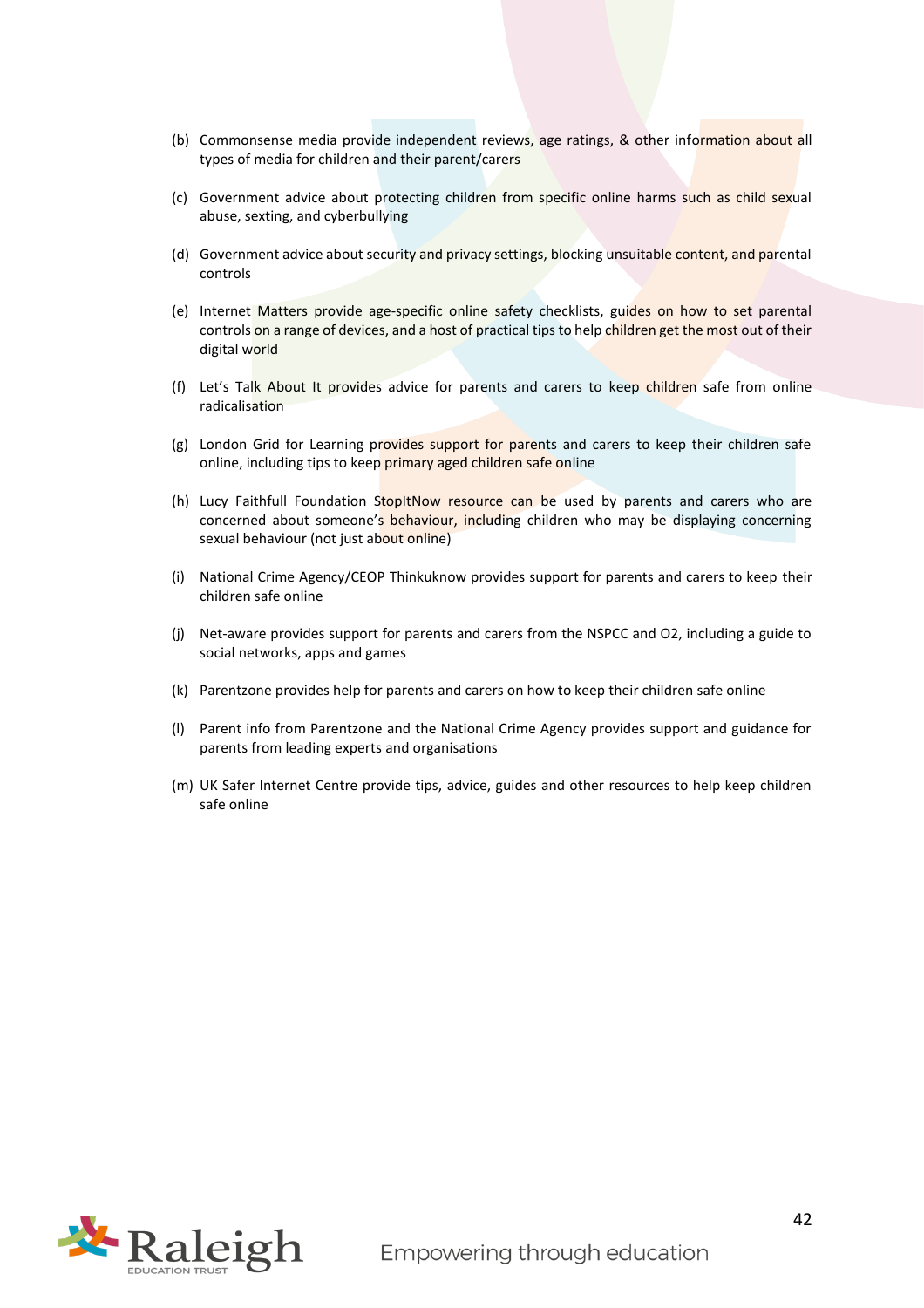(b) Commonsense media provide independent reviews, age ratings, & other information about all types of media for children and their parent/carers

(c) Government advice about protecting children from specific online harms such as child sexual abuse, sexting, and cyberbullying

(d) Government advice about security and privacy settings, blocking unsuitable content, and parental controls

(e) Internet Matters provide age-specific online safety checklists, guides on how to set parental controls on a range of devices, and a host of practical tips to help children get the most out of their digital world

(f) Let's Talk About It provides advice for parents and carers to keep children safe from online radicalisation

(g) London Grid for Learning provides support for parents and carers to keep their children safe online, including tips to keep primary aged children safe online

(h) Lucy Faithfull Foundation StopItNow resource can be used by parents and carers who are concerned about someone's behaviour, including children who may be displaying concerning sexual behaviour (not just about online)

(i) National Crime Agency/CEOP Thinkuknow provides support for parents and carers to keep their children safe online

(j) Net-aware provides support for parents and carers from the NSPCC and O2, including a guide to social networks, apps and games

(k) Parentzone provides help for parents and carers on how to keep their children safe online

(l) Parent info from Parentzone and the National Crime Agency provides support and guidance for parents from leading experts and organisations

(m) UK Safer Internet Centre provide tips, advice, guides and other resources to help keep children safe online